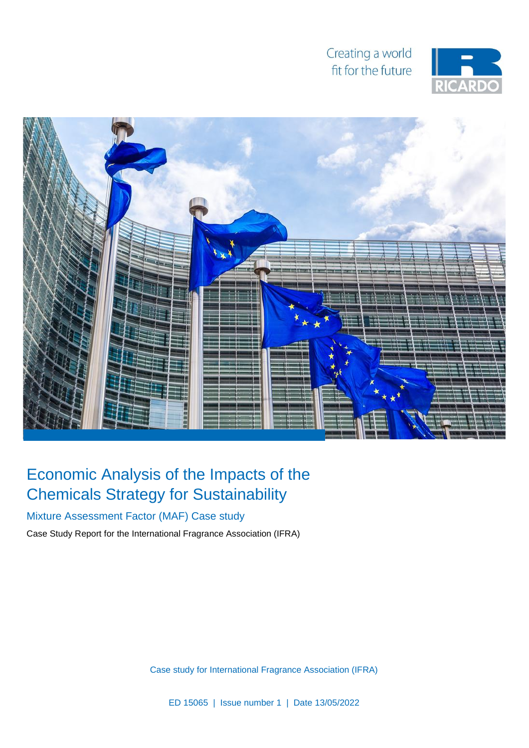Creating a world fit for the future

RICARDO

# Economic Analysis of the Impacts of the Chemicals Strategy for Sustainability

## Mixture Assessment Factor (MAF) Case study

Case Study Report for the International Fragrance Association (IFRA)

Case study for International Fragrance Association (IFRA)

ED 15065 | Issue number 1 | Date 13/05/2022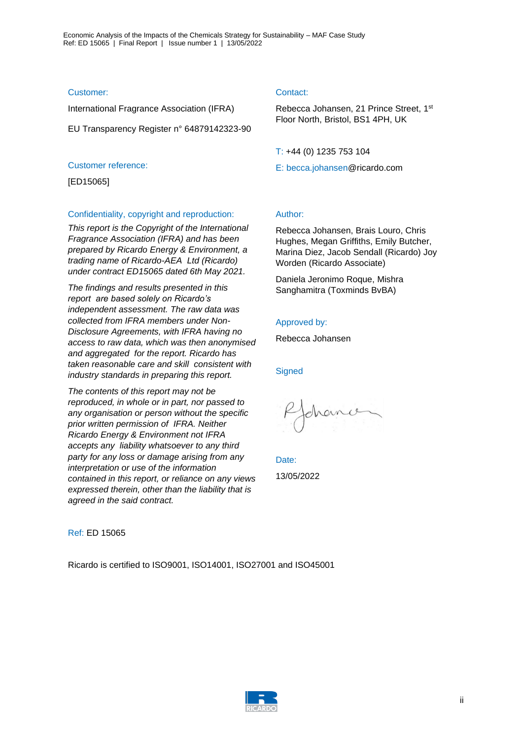Customer:

International Fragrance Association (IFRA)

EU Transparency Register n° 64879142323-90

Customer reference:

[ED15065]

Confidentiality, copyright and reproduction:

*This report is the Copyright of the International Fragrance Association (IFRA) and has been prepared by Ricardo Energy & Environment, a trading name of Ricardo-AEA Ltd (Ricardo) under contract ED15065 dated 6th May 2021.*

*The findings and results presented in this report are based solely on Ricardo's independent assessment. The raw data was collected from IFRA members under Non-Disclosure Agreements, with IFRA having no access to raw data, which was then anonymised and aggregated for the report. Ricardo has taken reasonable care and skill consistent with industry standards in preparing this report.*

*The contents of this report may not be reproduced, in whole or in part, nor passed to any organisation or person without the specific prior written permission of IFRA. Neither Ricardo Energy & Environment not IFRA accepts any liability whatsoever to any third party for any loss or damage arising from any interpretation or use of the information contained in this report, or reliance on any views expressed therein, other than the liability that is agreed in the said contract.*

Contact:

Rebecca Johansen, 21 Prince Street, 1st Floor North, Bristol, BS1 4PH, UK

T: +44 (0) 1235 753 104

E: becca.johansen@ricardo.com

Author:

Rebecca Johansen, Brais Louro, Chris Hughes, Megan Griffiths, Emily Butcher, Marina Diez, Jacob Sendall (Ricardo) Joy Worden (Ricardo Associate)

Daniela Jeronimo Roque, Mishra Sanghamitra (Toxminds BvBA)

Approved by:

Rebecca Johansen

Signed

Date:

13/05/2022

Ref: ED 15065

Ricardo is certified to ISO9001, ISO14001, ISO27001 and ISO45001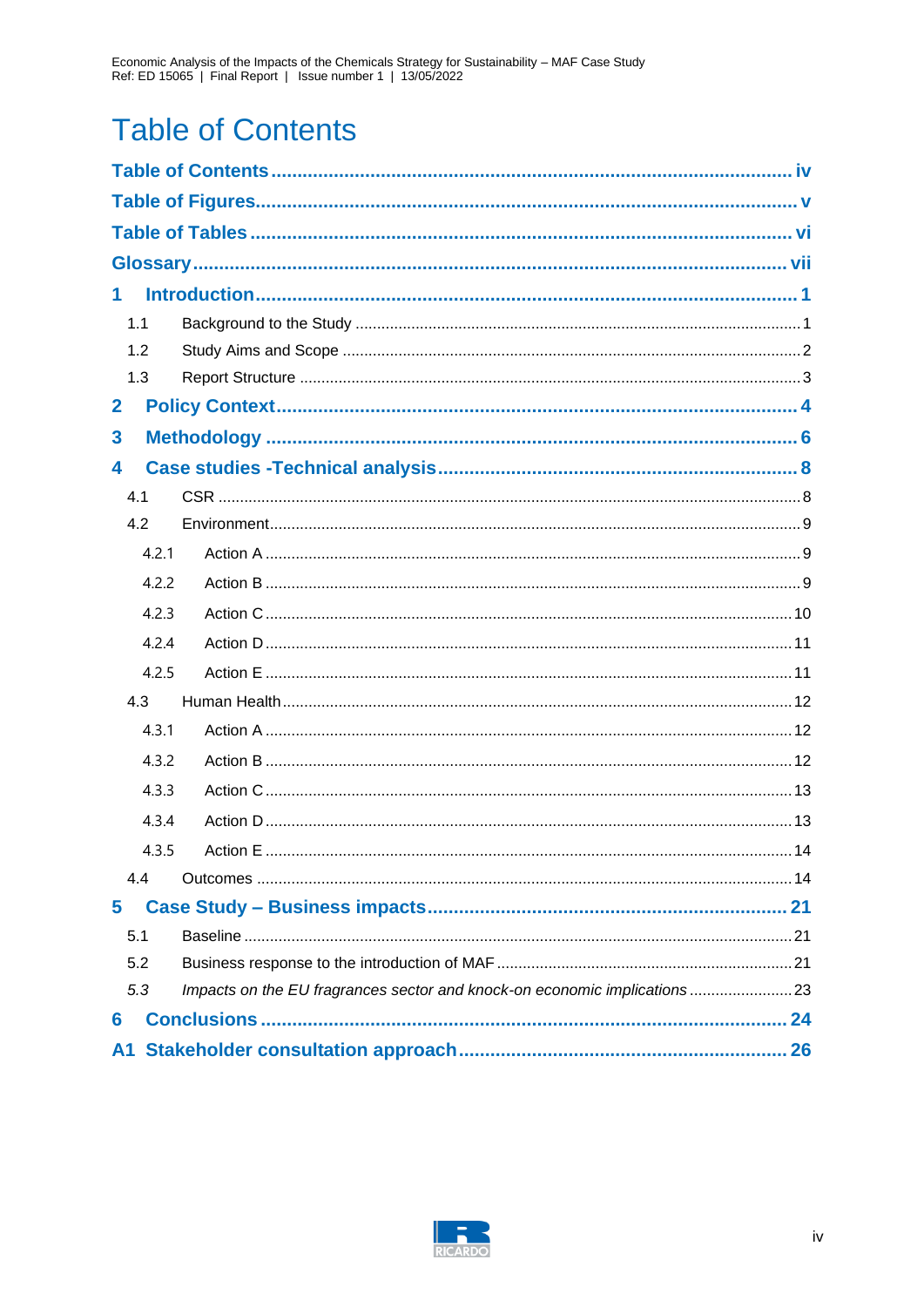# Table of Contents

**Table of Contents** .................................................. iv

**Table of Figures** .................................................. v

**Table of Tables** .................................................. vi

**Glossary** .................................................. vii

**1 Introduction** .................................................. 1

1.1 Background to the Study .................................................. 1

1.2 Study Aims and Scope .................................................. 2

1.3 Report Structure .................................................. 3

**2 Policy Context** .................................................. 4

**3 Methodology** .................................................. 6

**4 Case studies -Technical analysis** .................................................. 8

4.1 CSR .................................................. 8

4.2 Environment .................................................. 9

4.2.1 Action A .................................................. 9

4.2.2 Action B .................................................. 9

4.2.3 Action C .................................................. 10

4.2.4 Action D .................................................. 11

4.2.5 Action E .................................................. 11

4.3 Human Health .................................................. 12

4.3.1 Action A .................................................. 12

4.3.2 Action B .................................................. 12

4.3.3 Action C .................................................. 13

4.3.4 Action D .................................................. 13

4.3.5 Action E .................................................. 14

4.4 Outcomes .................................................. 14

**5 Case Study – Business impacts** .................................................. 21

5.1 Baseline .................................................. 21

5.2 Business response to the introduction of MAF .................................................. 21

*5.3 Impacts on the EU fragrances sector and knock-on economic implications* .................................................. 23

**6 Conclusions** .................................................. 24

**A1 Stakeholder consultation approach** .................................................. 26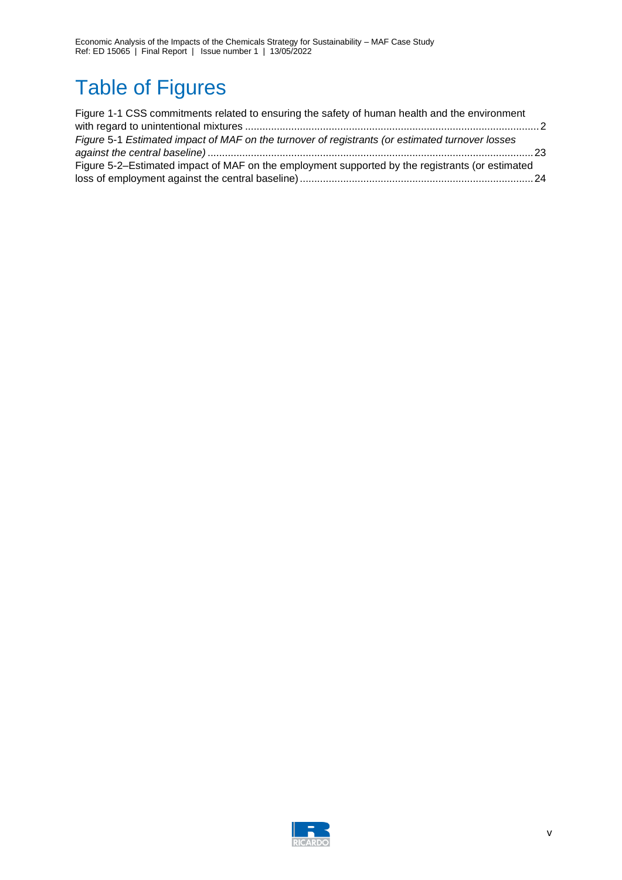# Table of Figures

Figure 1-1 CSS commitments related to ensuring the safety of human health and the environment with regard to unintentional mixtures ........ 2

*Figure* 5-1 *Estimated impact of MAF on the turnover of registrants (or estimated turnover losses against the central baseline)* ........ 23

Figure 5-2–Estimated impact of MAF on the employment supported by the registrants (or estimated loss of employment against the central baseline) ........ 24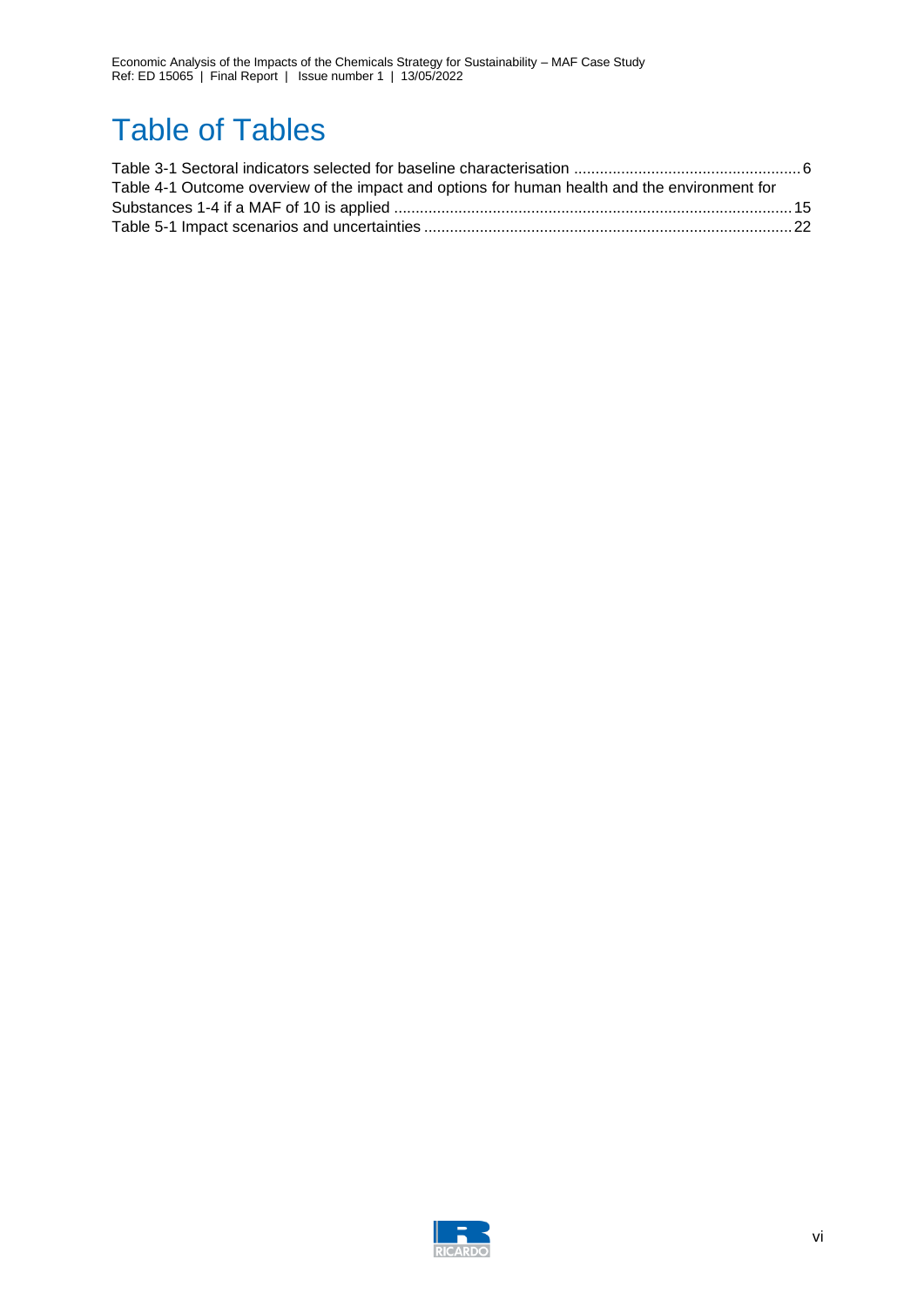# Table of Tables

Table 3-1 Sectoral indicators selected for baseline characterisation ..................................................... 6
Table 4-1 Outcome overview of the impact and options for human health and the environment for Substances 1-4 if a MAF of 10 is applied ............................................................................................ 15
Table 5-1 Impact scenarios and uncertainties ..................................................................................... 22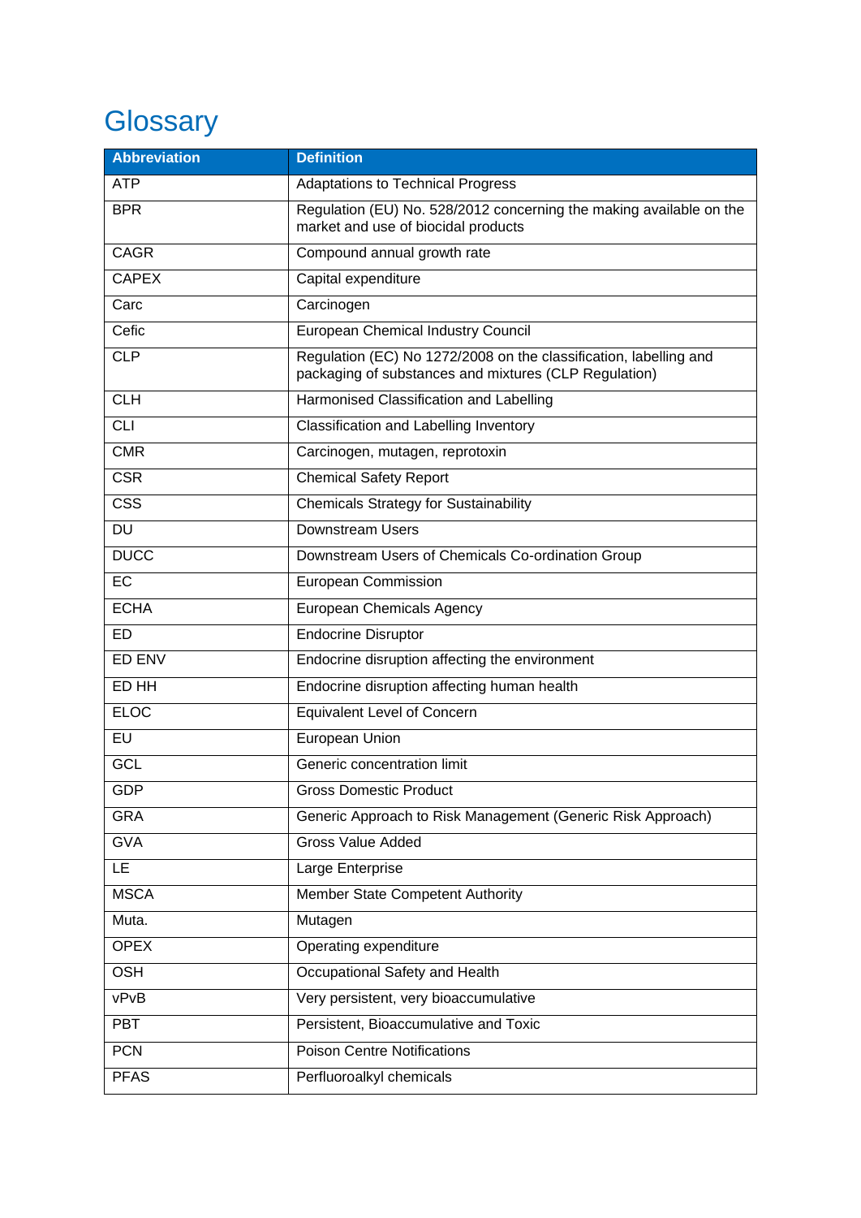# Glossary

| Abbreviation | Definition |
|---|---|
| ATP | Adaptations to Technical Progress |
| BPR | Regulation (EU) No. 528/2012 concerning the making available on the market and use of biocidal products |
| CAGR | Compound annual growth rate |
| CAPEX | Capital expenditure |
| Carc | Carcinogen |
| Cefic | European Chemical Industry Council |
| CLP | Regulation (EC) No 1272/2008 on the classification, labelling and packaging of substances and mixtures (CLP Regulation) |
| CLH | Harmonised Classification and Labelling |
| CLI | Classification and Labelling Inventory |
| CMR | Carcinogen, mutagen, reprotoxin |
| CSR | Chemical Safety Report |
| CSS | Chemicals Strategy for Sustainability |
| DU | Downstream Users |
| DUCC | Downstream Users of Chemicals Co-ordination Group |
| EC | European Commission |
| ECHA | European Chemicals Agency |
| ED | Endocrine Disruptor |
| ED ENV | Endocrine disruption affecting the environment |
| ED HH | Endocrine disruption affecting human health |
| ELOC | Equivalent Level of Concern |
| EU | European Union |
| GCL | Generic concentration limit |
| GDP | Gross Domestic Product |
| GRA | Generic Approach to Risk Management (Generic Risk Approach) |
| GVA | Gross Value Added |
| LE | Large Enterprise |
| MSCA | Member State Competent Authority |
| Muta. | Mutagen |
| OPEX | Operating expenditure |
| OSH | Occupational Safety and Health |
| vPvB | Very persistent, very bioaccumulative |
| PBT | Persistent, Bioaccumulative and Toxic |
| PCN | Poison Centre Notifications |
| PFAS | Perfluoroalkyl chemicals |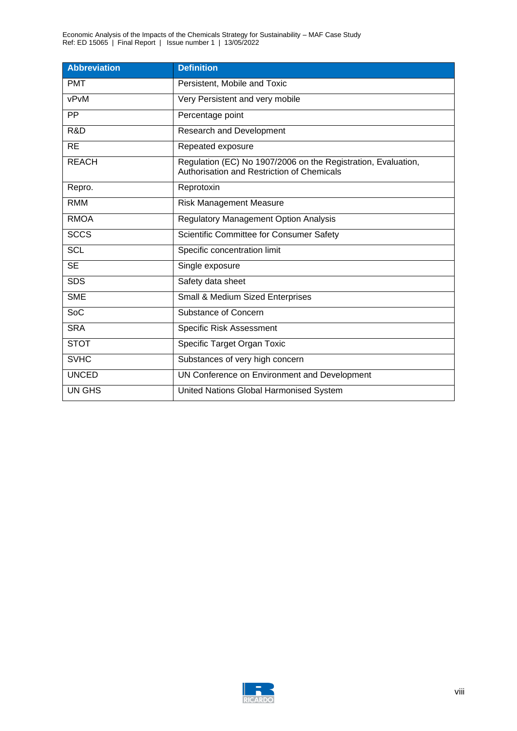| Abbreviation | Definition |
|---|---|
| PMT | Persistent, Mobile and Toxic |
| vPvM | Very Persistent and very mobile |
| PP | Percentage point |
| R&D | Research and Development |
| RE | Repeated exposure |
| REACH | Regulation (EC) No 1907/2006 on the Registration, Evaluation, Authorisation and Restriction of Chemicals |
| Repro. | Reprotoxin |
| RMM | Risk Management Measure |
| RMOA | Regulatory Management Option Analysis |
| SCCS | Scientific Committee for Consumer Safety |
| SCL | Specific concentration limit |
| SE | Single exposure |
| SDS | Safety data sheet |
| SME | Small & Medium Sized Enterprises |
| SoC | Substance of Concern |
| SRA | Specific Risk Assessment |
| STOT | Specific Target Organ Toxic |
| SVHC | Substances of very high concern |
| UNCED | UN Conference on Environment and Development |
| UN GHS | United Nations Global Harmonised System |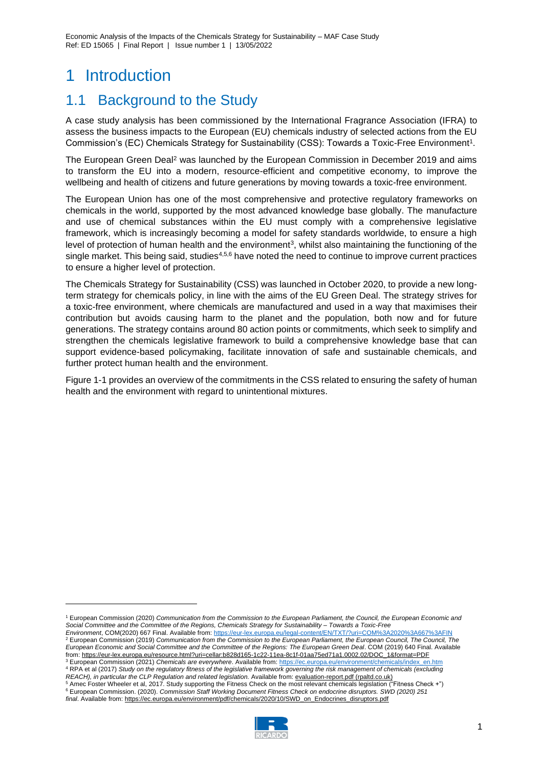# 1 Introduction

## 1.1 Background to the Study

A case study analysis has been commissioned by the International Fragrance Association (IFRA) to assess the business impacts to the European (EU) chemicals industry of selected actions from the EU Commission's (EC) Chemicals Strategy for Sustainability (CSS): Towards a Toxic-Free Environment[1].

The European Green Deal[2] was launched by the European Commission in December 2019 and aims to transform the EU into a modern, resource-efficient and competitive economy, to improve the wellbeing and health of citizens and future generations by moving towards a toxic-free environment.

The European Union has one of the most comprehensive and protective regulatory frameworks on chemicals in the world, supported by the most advanced knowledge base globally. The manufacture and use of chemical substances within the EU must comply with a comprehensive legislative framework, which is increasingly becoming a model for safety standards worldwide, to ensure a high level of protection of human health and the environment[3], whilst also maintaining the functioning of the single market. This being said, studies[4,5,6] have noted the need to continue to improve current practices to ensure a higher level of protection.

The Chemicals Strategy for Sustainability (CSS) was launched in October 2020, to provide a new long-term strategy for chemicals policy, in line with the aims of the EU Green Deal. The strategy strives for a toxic-free environment, where chemicals are manufactured and used in a way that maximises their contribution but avoids causing harm to the planet and the population, both now and for future generations. The strategy contains around 80 action points or commitments, which seek to simplify and strengthen the chemicals legislative framework to build a comprehensive knowledge base that can support evidence-based policymaking, facilitate innovation of safe and sustainable chemicals, and further protect human health and the environment.

Figure 1-1 provides an overview of the commitments in the CSS related to ensuring the safety of human health and the environment with regard to unintentional mixtures.

---

[1] European Commission (2020) *Communication from the Commission to the European Parliament, the Council, the European Economic and Social Committee and the Committee of the Regions, Chemicals Strategy for Sustainability – Towards a Toxic-Free Environment*, COM(2020) 667 Final. Available from: https://eur-lex.europa.eu/legal-content/EN/TXT/?uri=COM%3A2020%3A667%3AFIN

[2] European Commission (2019) *Communication from the Commission to the European Parliament, the European Council, The Council, The European Economic and Social Committee and the Committee of the Regions: The European Green Deal*. COM (2019) 640 Final. Available from: https://eur-lex.europa.eu/resource.html?uri=cellar:b828d165-1c22-11ea-8c1f-01aa75ed71a1.0002.02/DOC_1&format=PDF

[3] European Commission (2021) *Chemicals are everywhere*. Available from: https://ec.europa.eu/environment/chemicals/index_en.htm

[4] RPA et al (2017) *Study on the regulatory fitness of the legislative framework governing the risk management of chemicals (excluding REACH), in particular the CLP Regulation and related legislation.* Available from: evaluation-report.pdf (rpaltd.co.uk)

[5] Amec Foster Wheeler et al, 2017. Study supporting the Fitness Check on the most relevant chemicals legislation ("Fitness Check +")

[6] European Commission. (2020). *Commission Staff Working Document Fitness Check on endocrine disruptors. SWD (2020) 251 final*. Available from: https://ec.europa.eu/environment/pdf/chemicals/2020/10/SWD_on_Endocrines_disruptors.pdf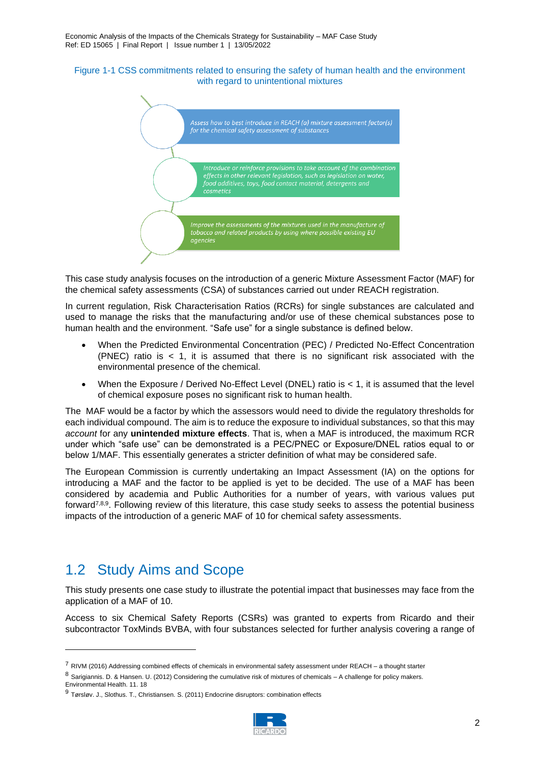Figure 1-1 CSS commitments related to ensuring the safety of human health and the environment with regard to unintentional mixtures

*Assess how to best introduce in REACH (a) mixture assessment factor(s) for the chemical safety assessment of substances*

*Introduce or reinforce provisions to take account of the combination effects in other relevant legislation, such as legislation on water, food additives, toys, food contact material, detergents and cosmetics*

*Improve the assessments of the mixtures used in the manufacture of tobacco and related products by using where possible existing EU agencies*

This case study analysis focuses on the introduction of a generic Mixture Assessment Factor (MAF) for the chemical safety assessments (CSA) of substances carried out under REACH registration.

In current regulation, Risk Characterisation Ratios (RCRs) for single substances are calculated and used to manage the risks that the manufacturing and/or use of these chemical substances pose to human health and the environment. "Safe use" for a single substance is defined below.

- When the Predicted Environmental Concentration (PEC) / Predicted No-Effect Concentration (PNEC) ratio is < 1, it is assumed that there is no significant risk associated with the environmental presence of the chemical.
- When the Exposure / Derived No-Effect Level (DNEL) ratio is < 1, it is assumed that the level of chemical exposure poses no significant risk to human health.

The MAF would be a factor by which the assessors would need to divide the regulatory thresholds for each individual compound. The aim is to reduce the exposure to individual substances, so that this may *account* for any **unintended mixture effects**. That is, when a MAF is introduced, the maximum RCR under which "safe use" can be demonstrated is a PEC/PNEC or Exposure/DNEL ratios equal to or below 1/MAF. This essentially generates a stricter definition of what may be considered safe.

The European Commission is currently undertaking an Impact Assessment (IA) on the options for introducing a MAF and the factor to be applied is yet to be decided. The use of a MAF has been considered by academia and Public Authorities for a number of years, with various values put forward[7,8,9]. Following review of this literature, this case study seeks to assess the potential business impacts of the introduction of a generic MAF of 10 for chemical safety assessments.

## 1.2 Study Aims and Scope

This study presents one case study to illustrate the potential impact that businesses may face from the application of a MAF of 10.

Access to six Chemical Safety Reports (CSRs) was granted to experts from Ricardo and their subcontractor ToxMinds BVBA, with four substances selected for further analysis covering a range of

---

[7] RIVM (2016) Addressing combined effects of chemicals in environmental safety assessment under REACH – a thought starter

[8] Sarigiannis. D. & Hansen. U. (2012) Considering the cumulative risk of mixtures of chemicals – A challenge for policy makers. Environmental Health. 11. 18

[9] Tørsløv. J., Slothus. T., Christiansen. S. (2011) Endocrine disruptors: combination effects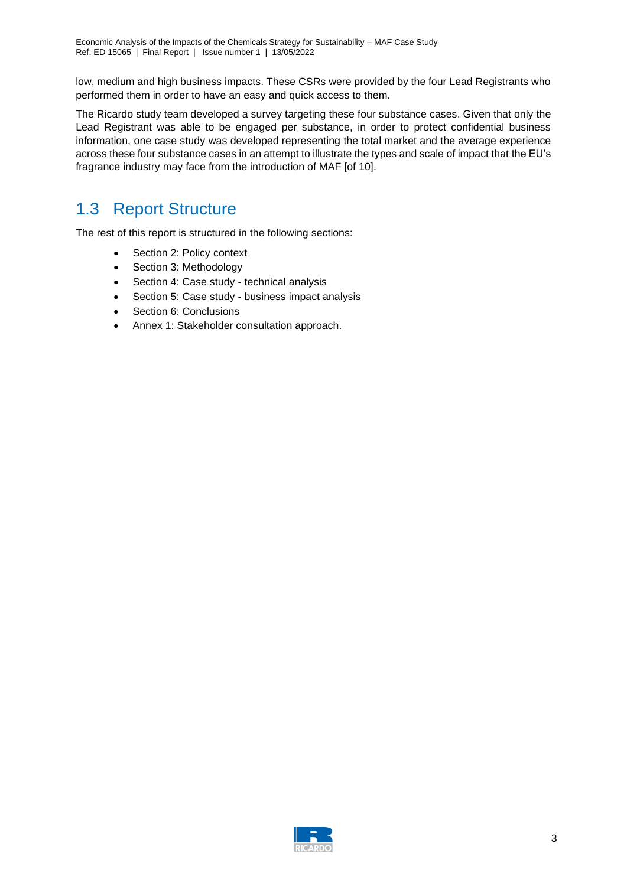low, medium and high business impacts. These CSRs were provided by the four Lead Registrants who performed them in order to have an easy and quick access to them.

The Ricardo study team developed a survey targeting these four substance cases. Given that only the Lead Registrant was able to be engaged per substance, in order to protect confidential business information, one case study was developed representing the total market and the average experience across these four substance cases in an attempt to illustrate the types and scale of impact that the EU's fragrance industry may face from the introduction of MAF [of 10].

## 1.3 Report Structure

The rest of this report is structured in the following sections:

- Section 2: Policy context
- Section 3: Methodology
- Section 4: Case study - technical analysis
- Section 5: Case study - business impact analysis
- Section 6: Conclusions
- Annex 1: Stakeholder consultation approach.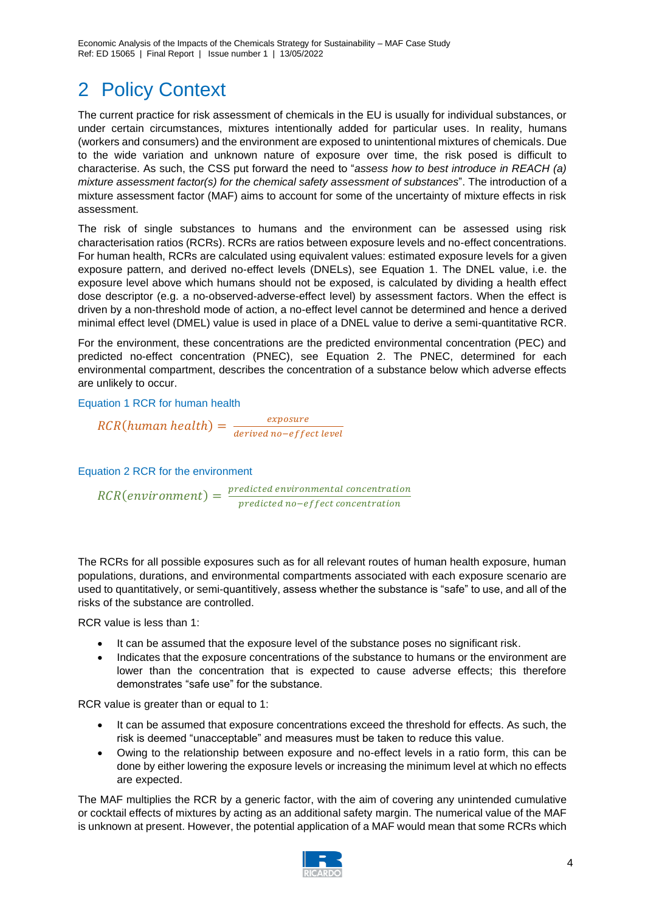# 2 Policy Context

The current practice for risk assessment of chemicals in the EU is usually for individual substances, or under certain circumstances, mixtures intentionally added for particular uses. In reality, humans (workers and consumers) and the environment are exposed to unintentional mixtures of chemicals. Due to the wide variation and unknown nature of exposure over time, the risk posed is difficult to characterise. As such, the CSS put forward the need to "*assess how to best introduce in REACH (a) mixture assessment factor(s) for the chemical safety assessment of substances*". The introduction of a mixture assessment factor (MAF) aims to account for some of the uncertainty of mixture effects in risk assessment.

The risk of single substances to humans and the environment can be assessed using risk characterisation ratios (RCRs). RCRs are ratios between exposure levels and no-effect concentrations. For human health, RCRs are calculated using equivalent values: estimated exposure levels for a given exposure pattern, and derived no-effect levels (DNELs), see Equation 1. The DNEL value, i.e. the exposure level above which humans should not be exposed, is calculated by dividing a health effect dose descriptor (e.g. a no-observed-adverse-effect level) by assessment factors. When the effect is driven by a non-threshold mode of action, a no-effect level cannot be determined and hence a derived minimal effect level (DMEL) value is used in place of a DNEL value to derive a semi-quantitative RCR.

For the environment, these concentrations are the predicted environmental concentration (PEC) and predicted no-effect concentration (PNEC), see Equation 2. The PNEC, determined for each environmental compartment, describes the concentration of a substance below which adverse effects are unlikely to occur.

Equation 1 RCR for human health

$$RCR(human\ health) = \frac{exposure}{derived\ no\text{-}effect\ level}$$

Equation 2 RCR for the environment

$$RCR(environment) = \frac{predicted\ environmental\ concentration}{predicted\ no\text{-}effect\ concentration}$$

The RCRs for all possible exposures such as for all relevant routes of human health exposure, human populations, durations, and environmental compartments associated with each exposure scenario are used to quantitatively, or semi-quantitively, assess whether the substance is "safe" to use, and all of the risks of the substance are controlled.

RCR value is less than 1:

- It can be assumed that the exposure level of the substance poses no significant risk.
- Indicates that the exposure concentrations of the substance to humans or the environment are lower than the concentration that is expected to cause adverse effects; this therefore demonstrates "safe use" for the substance.

RCR value is greater than or equal to 1:

- It can be assumed that exposure concentrations exceed the threshold for effects. As such, the risk is deemed "unacceptable" and measures must be taken to reduce this value.
- Owing to the relationship between exposure and no-effect levels in a ratio form, this can be done by either lowering the exposure levels or increasing the minimum level at which no effects are expected.

The MAF multiplies the RCR by a generic factor, with the aim of covering any unintended cumulative or cocktail effects of mixtures by acting as an additional safety margin. The numerical value of the MAF is unknown at present. However, the potential application of a MAF would mean that some RCRs which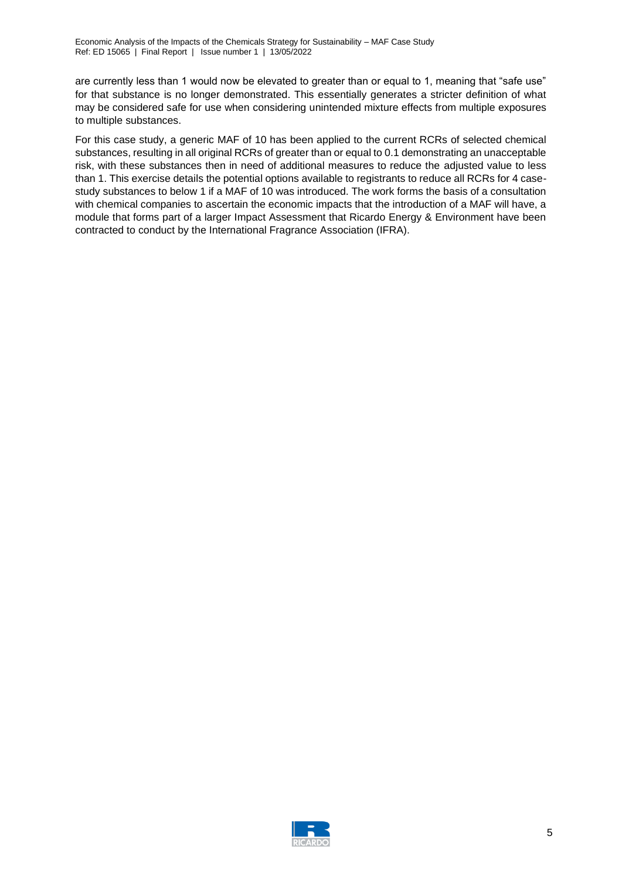are currently less than 1 would now be elevated to greater than or equal to 1, meaning that "safe use" for that substance is no longer demonstrated. This essentially generates a stricter definition of what may be considered safe for use when considering unintended mixture effects from multiple exposures to multiple substances.

For this case study, a generic MAF of 10 has been applied to the current RCRs of selected chemical substances, resulting in all original RCRs of greater than or equal to 0.1 demonstrating an unacceptable risk, with these substances then in need of additional measures to reduce the adjusted value to less than 1. This exercise details the potential options available to registrants to reduce all RCRs for 4 case-study substances to below 1 if a MAF of 10 was introduced. The work forms the basis of a consultation with chemical companies to ascertain the economic impacts that the introduction of a MAF will have, a module that forms part of a larger Impact Assessment that Ricardo Energy & Environment have been contracted to conduct by the International Fragrance Association (IFRA).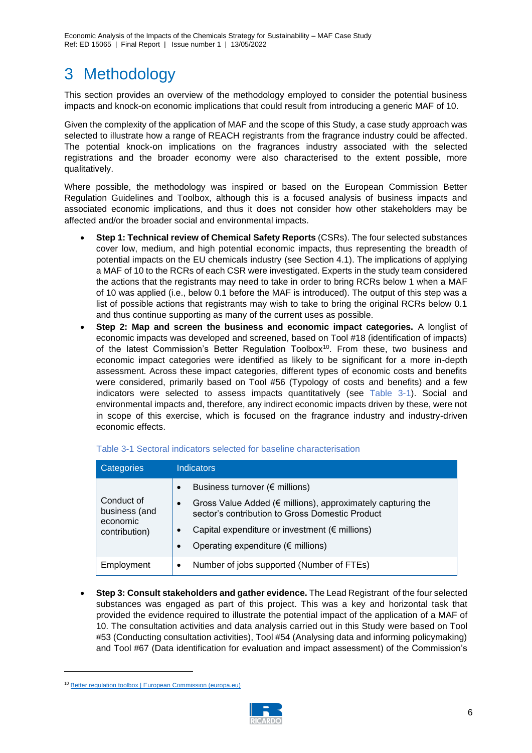# 3 Methodology

This section provides an overview of the methodology employed to consider the potential business impacts and knock-on economic implications that could result from introducing a generic MAF of 10.

Given the complexity of the application of MAF and the scope of this Study, a case study approach was selected to illustrate how a range of REACH registrants from the fragrance industry could be affected. The potential knock-on implications on the fragrances industry associated with the selected registrations and the broader economy were also characterised to the extent possible, more qualitatively.

Where possible, the methodology was inspired or based on the European Commission Better Regulation Guidelines and Toolbox, although this is a focused analysis of business impacts and associated economic implications, and thus it does not consider how other stakeholders may be affected and/or the broader social and environmental impacts.

- **Step 1: Technical review of Chemical Safety Reports** (CSRs). The four selected substances cover low, medium, and high potential economic impacts, thus representing the breadth of potential impacts on the EU chemicals industry (see Section 4.1). The implications of applying a MAF of 10 to the RCRs of each CSR were investigated. Experts in the study team considered the actions that the registrants may need to take in order to bring RCRs below 1 when a MAF of 10 was applied (i.e., below 0.1 before the MAF is introduced). The output of this step was a list of possible actions that registrants may wish to take to bring the original RCRs below 0.1 and thus continue supporting as many of the current uses as possible.
- **Step 2: Map and screen the business and economic impact categories.** A longlist of economic impacts was developed and screened, based on Tool #18 (identification of impacts) of the latest Commission's Better Regulation Toolbox[10]. From these, two business and economic impact categories were identified as likely to be significant for a more in-depth assessment. Across these impact categories, different types of economic costs and benefits were considered, primarily based on Tool #56 (Typology of costs and benefits) and a few indicators were selected to assess impacts quantitatively (see Table 3-1). Social and environmental impacts and, therefore, any indirect economic impacts driven by these, were not in scope of this exercise, which is focused on the fragrance industry and industry-driven economic effects.

Table 3-1 Sectoral indicators selected for baseline characterisation

| Categories | Indicators |
|---|---|
| Conduct of business (and economic contribution) | • Business turnover (€ millions)<br>• Gross Value Added (€ millions), approximately capturing the sector's contribution to Gross Domestic Product<br>• Capital expenditure or investment (€ millions)<br>• Operating expenditure (€ millions) |
| Employment | • Number of jobs supported (Number of FTEs) |

- **Step 3: Consult stakeholders and gather evidence.** The Lead Registrant of the four selected substances was engaged as part of this project. This was a key and horizontal task that provided the evidence required to illustrate the potential impact of the application of a MAF of 10. The consultation activities and data analysis carried out in this Study were based on Tool #53 (Conducting consultation activities), Tool #54 (Analysing data and informing policymaking) and Tool #67 (Data identification for evaluation and impact assessment) of the Commission's

[10] Better regulation toolbox | European Commission (europa.eu)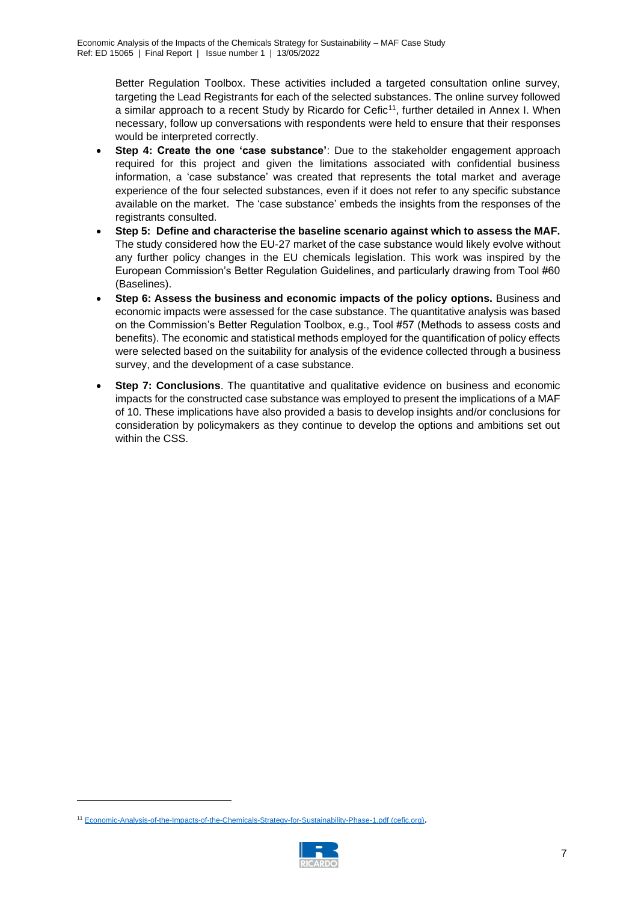Better Regulation Toolbox. These activities included a targeted consultation online survey, targeting the Lead Registrants for each of the selected substances. The online survey followed a similar approach to a recent Study by Ricardo for Cefic[11], further detailed in Annex I. When necessary, follow up conversations with respondents were held to ensure that their responses would be interpreted correctly.

- **Step 4: Create the one 'case substance'**: Due to the stakeholder engagement approach required for this project and given the limitations associated with confidential business information, a 'case substance' was created that represents the total market and average experience of the four selected substances, even if it does not refer to any specific substance available on the market. The 'case substance' embeds the insights from the responses of the registrants consulted.
- **Step 5: Define and characterise the baseline scenario against which to assess the MAF.** The study considered how the EU-27 market of the case substance would likely evolve without any further policy changes in the EU chemicals legislation. This work was inspired by the European Commission's Better Regulation Guidelines, and particularly drawing from Tool #60 (Baselines).
- **Step 6: Assess the business and economic impacts of the policy options.** Business and economic impacts were assessed for the case substance. The quantitative analysis was based on the Commission's Better Regulation Toolbox, e.g., Tool #57 (Methods to assess costs and benefits). The economic and statistical methods employed for the quantification of policy effects were selected based on the suitability for analysis of the evidence collected through a business survey, and the development of a case substance.
- **Step 7: Conclusions**. The quantitative and qualitative evidence on business and economic impacts for the constructed case substance was employed to present the implications of a MAF of 10. These implications have also provided a basis to develop insights and/or conclusions for consideration by policymakers as they continue to develop the options and ambitions set out within the CSS.

[11] Economic-Analysis-of-the-Impacts-of-the-Chemicals-Strategy-for-Sustainability-Phase-1.pdf (cefic.org).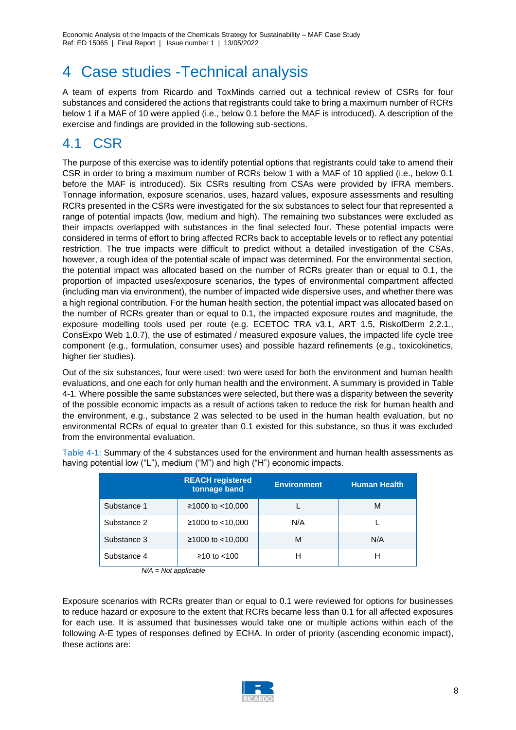# 4 Case studies -Technical analysis

A team of experts from Ricardo and ToxMinds carried out a technical review of CSRs for four substances and considered the actions that registrants could take to bring a maximum number of RCRs below 1 if a MAF of 10 were applied (i.e., below 0.1 before the MAF is introduced). A description of the exercise and findings are provided in the following sub-sections.

## 4.1 CSR

The purpose of this exercise was to identify potential options that registrants could take to amend their CSR in order to bring a maximum number of RCRs below 1 with a MAF of 10 applied (i.e., below 0.1 before the MAF is introduced). Six CSRs resulting from CSAs were provided by IFRA members. Tonnage information, exposure scenarios, uses, hazard values, exposure assessments and resulting RCRs presented in the CSRs were investigated for the six substances to select four that represented a range of potential impacts (low, medium and high). The remaining two substances were excluded as their impacts overlapped with substances in the final selected four. These potential impacts were considered in terms of effort to bring affected RCRs back to acceptable levels or to reflect any potential restriction. The true impacts were difficult to predict without a detailed investigation of the CSAs, however, a rough idea of the potential scale of impact was determined. For the environmental section, the potential impact was allocated based on the number of RCRs greater than or equal to 0.1, the proportion of impacted uses/exposure scenarios, the types of environmental compartment affected (including man via environment), the number of impacted wide dispersive uses, and whether there was a high regional contribution. For the human health section, the potential impact was allocated based on the number of RCRs greater than or equal to 0.1, the impacted exposure routes and magnitude, the exposure modelling tools used per route (e.g. ECETOC TRA v3.1, ART 1.5, RiskofDerm 2.2.1., ConsExpo Web 1.0.7), the use of estimated / measured exposure values, the impacted life cycle tree component (e.g., formulation, consumer uses) and possible hazard refinements (e.g., toxicokinetics, higher tier studies).

Out of the six substances, four were used: two were used for both the environment and human health evaluations, and one each for only human health and the environment. A summary is provided in Table 4-1. Where possible the same substances were selected, but there was a disparity between the severity of the possible economic impacts as a result of actions taken to reduce the risk for human health and the environment, e.g., substance 2 was selected to be used in the human health evaluation, but no environmental RCRs of equal to greater than 0.1 existed for this substance, so thus it was excluded from the environmental evaluation.

Table 4-1: Summary of the 4 substances used for the environment and human health assessments as having potential low ("L"), medium ("M") and high ("H") economic impacts.

| | REACH registered tonnage band | Environment | Human Health |
|---|---|---|---|
| Substance 1 | ≥1000 to <10,000 | L | M |
| Substance 2 | ≥1000 to <10,000 | N/A | L |
| Substance 3 | ≥1000 to <10,000 | M | N/A |
| Substance 4 | ≥10 to <100 | H | H |

*N/A = Not applicable*

Exposure scenarios with RCRs greater than or equal to 0.1 were reviewed for options for businesses to reduce hazard or exposure to the extent that RCRs became less than 0.1 for all affected exposures for each use. It is assumed that businesses would take one or multiple actions within each of the following A-E types of responses defined by ECHA. In order of priority (ascending economic impact), these actions are: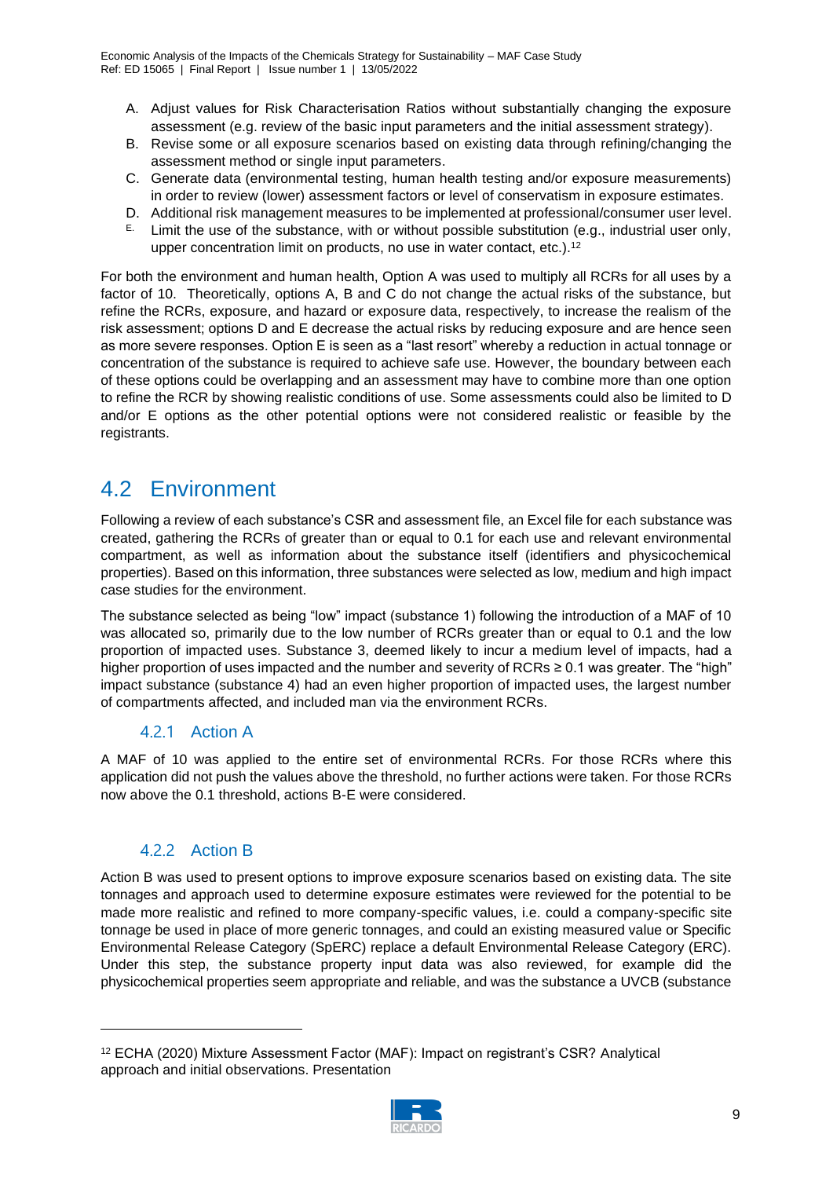A. Adjust values for Risk Characterisation Ratios without substantially changing the exposure assessment (e.g. review of the basic input parameters and the initial assessment strategy).
B. Revise some or all exposure scenarios based on existing data through refining/changing the assessment method or single input parameters.
C. Generate data (environmental testing, human health testing and/or exposure measurements) in order to review (lower) assessment factors or level of conservatism in exposure estimates.
D. Additional risk management measures to be implemented at professional/consumer user level.
E. Limit the use of the substance, with or without possible substitution (e.g., industrial user only, upper concentration limit on products, no use in water contact, etc.).[12]

For both the environment and human health, Option A was used to multiply all RCRs for all uses by a factor of 10. Theoretically, options A, B and C do not change the actual risks of the substance, but refine the RCRs, exposure, and hazard or exposure data, respectively, to increase the realism of the risk assessment; options D and E decrease the actual risks by reducing exposure and are hence seen as more severe responses. Option E is seen as a "last resort" whereby a reduction in actual tonnage or concentration of the substance is required to achieve safe use. However, the boundary between each of these options could be overlapping and an assessment may have to combine more than one option to refine the RCR by showing realistic conditions of use. Some assessments could also be limited to D and/or E options as the other potential options were not considered realistic or feasible by the registrants.

## 4.2 Environment

Following a review of each substance's CSR and assessment file, an Excel file for each substance was created, gathering the RCRs of greater than or equal to 0.1 for each use and relevant environmental compartment, as well as information about the substance itself (identifiers and physicochemical properties). Based on this information, three substances were selected as low, medium and high impact case studies for the environment.

The substance selected as being "low" impact (substance 1) following the introduction of a MAF of 10 was allocated so, primarily due to the low number of RCRs greater than or equal to 0.1 and the low proportion of impacted uses. Substance 3, deemed likely to incur a medium level of impacts, had a higher proportion of uses impacted and the number and severity of RCRs ≥ 0.1 was greater. The "high" impact substance (substance 4) had an even higher proportion of impacted uses, the largest number of compartments affected, and included man via the environment RCRs.

### 4.2.1 Action A

A MAF of 10 was applied to the entire set of environmental RCRs. For those RCRs where this application did not push the values above the threshold, no further actions were taken. For those RCRs now above the 0.1 threshold, actions B-E were considered.

### 4.2.2 Action B

Action B was used to present options to improve exposure scenarios based on existing data. The site tonnages and approach used to determine exposure estimates were reviewed for the potential to be made more realistic and refined to more company-specific values, i.e. could a company-specific site tonnage be used in place of more generic tonnages, and could an existing measured value or Specific Environmental Release Category (SpERC) replace a default Environmental Release Category (ERC). Under this step, the substance property input data was also reviewed, for example did the physicochemical properties seem appropriate and reliable, and was the substance a UVCB (substance

[12] ECHA (2020) Mixture Assessment Factor (MAF): Impact on registrant's CSR? Analytical approach and initial observations. Presentation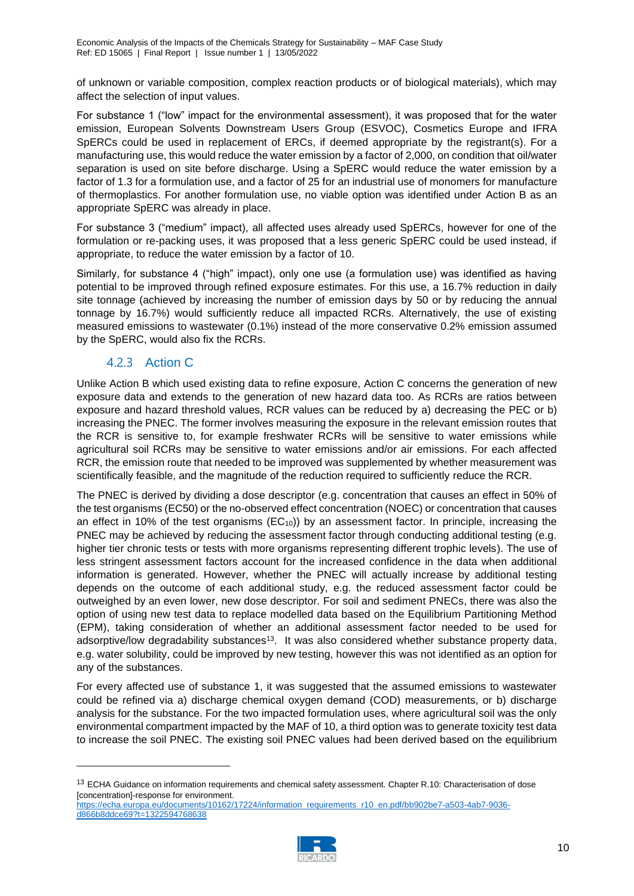of unknown or variable composition, complex reaction products or of biological materials), which may affect the selection of input values.

For substance 1 ("low" impact for the environmental assessment), it was proposed that for the water emission, European Solvents Downstream Users Group (ESVOC), Cosmetics Europe and IFRA SpERCs could be used in replacement of ERCs, if deemed appropriate by the registrant(s). For a manufacturing use, this would reduce the water emission by a factor of 2,000, on condition that oil/water separation is used on site before discharge. Using a SpERC would reduce the water emission by a factor of 1.3 for a formulation use, and a factor of 25 for an industrial use of monomers for manufacture of thermoplastics. For another formulation use, no viable option was identified under Action B as an appropriate SpERC was already in place.

For substance 3 ("medium" impact), all affected uses already used SpERCs, however for one of the formulation or re-packing uses, it was proposed that a less generic SpERC could be used instead, if appropriate, to reduce the water emission by a factor of 10.

Similarly, for substance 4 ("high" impact), only one use (a formulation use) was identified as having potential to be improved through refined exposure estimates. For this use, a 16.7% reduction in daily site tonnage (achieved by increasing the number of emission days by 50 or by reducing the annual tonnage by 16.7%) would sufficiently reduce all impacted RCRs. Alternatively, the use of existing measured emissions to wastewater (0.1%) instead of the more conservative 0.2% emission assumed by the SpERC, would also fix the RCRs.

### 4.2.3 Action C

Unlike Action B which used existing data to refine exposure, Action C concerns the generation of new exposure data and extends to the generation of new hazard data too. As RCRs are ratios between exposure and hazard threshold values, RCR values can be reduced by a) decreasing the PEC or b) increasing the PNEC. The former involves measuring the exposure in the relevant emission routes that the RCR is sensitive to, for example freshwater RCRs will be sensitive to water emissions while agricultural soil RCRs may be sensitive to water emissions and/or air emissions. For each affected RCR, the emission route that needed to be improved was supplemented by whether measurement was scientifically feasible, and the magnitude of the reduction required to sufficiently reduce the RCR.

The PNEC is derived by dividing a dose descriptor (e.g. concentration that causes an effect in 50% of the test organisms (EC50) or the no-observed effect concentration (NOEC) or concentration that causes an effect in 10% of the test organisms ($EC_{10}$)) by an assessment factor. In principle, increasing the PNEC may be achieved by reducing the assessment factor through conducting additional testing (e.g. higher tier chronic tests or tests with more organisms representing different trophic levels). The use of less stringent assessment factors account for the increased confidence in the data when additional information is generated. However, whether the PNEC will actually increase by additional testing depends on the outcome of each additional study, e.g. the reduced assessment factor could be outweighed by an even lower, new dose descriptor. For soil and sediment PNECs, there was also the option of using new test data to replace modelled data based on the Equilibrium Partitioning Method (EPM), taking consideration of whether an additional assessment factor needed to be used for adsorptive/low degradability substances[13]. It was also considered whether substance property data, e.g. water solubility, could be improved by new testing, however this was not identified as an option for any of the substances.

For every affected use of substance 1, it was suggested that the assumed emissions to wastewater could be refined via a) discharge chemical oxygen demand (COD) measurements, or b) discharge analysis for the substance. For the two impacted formulation uses, where agricultural soil was the only environmental compartment impacted by the MAF of 10, a third option was to generate toxicity test data to increase the soil PNEC. The existing soil PNEC values had been derived based on the equilibrium

---

[13] ECHA Guidance on information requirements and chemical safety assessment. Chapter R.10: Characterisation of dose [concentration]-response for environment. https://echa.europa.eu/documents/10162/17224/information_requirements_r10_en.pdf/bb902be7-a503-4ab7-9036-d866b8ddce69?t=1322594768638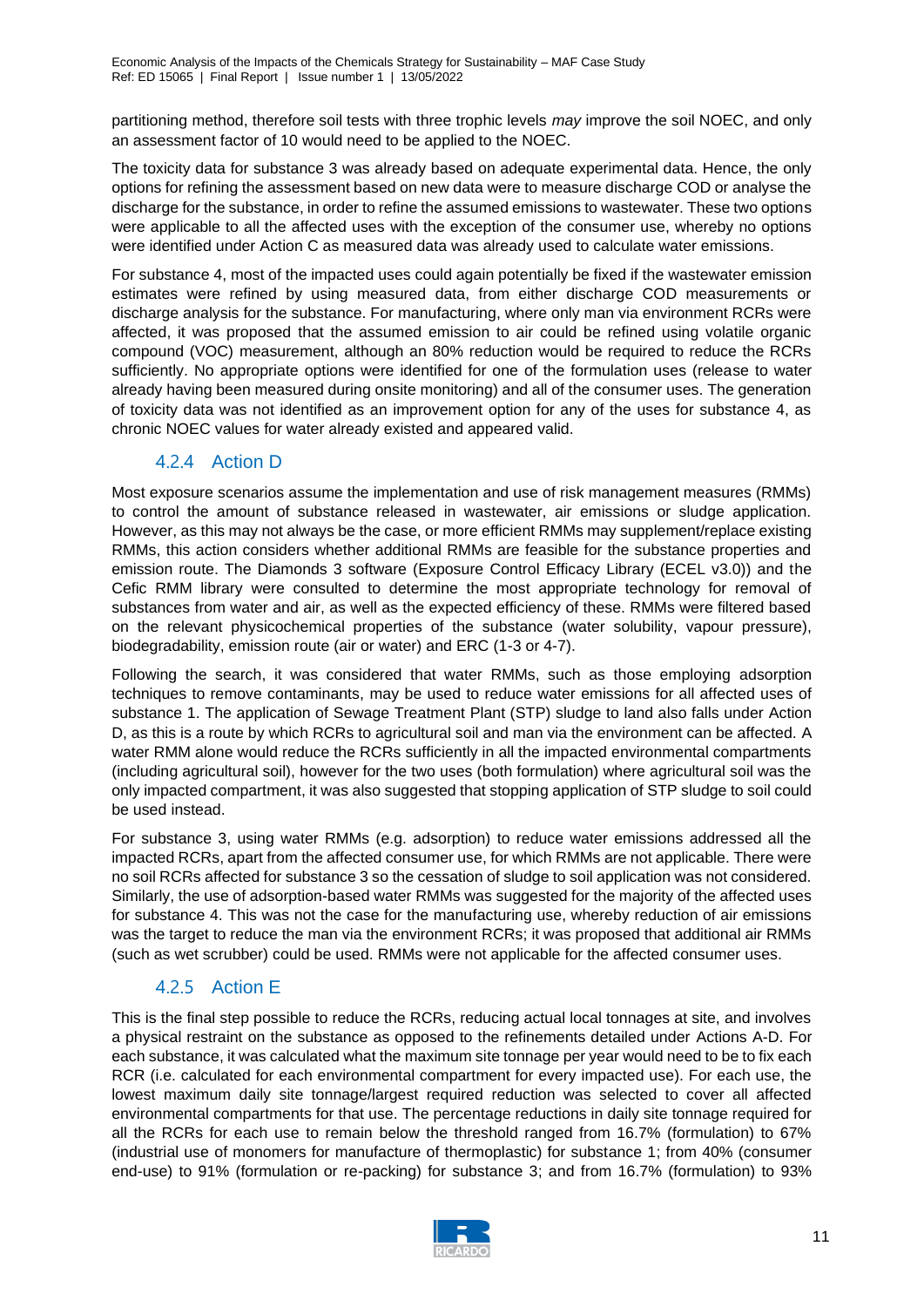partitioning method, therefore soil tests with three trophic levels *may* improve the soil NOEC, and only an assessment factor of 10 would need to be applied to the NOEC.

The toxicity data for substance 3 was already based on adequate experimental data. Hence, the only options for refining the assessment based on new data were to measure discharge COD or analyse the discharge for the substance, in order to refine the assumed emissions to wastewater. These two options were applicable to all the affected uses with the exception of the consumer use, whereby no options were identified under Action C as measured data was already used to calculate water emissions.

For substance 4, most of the impacted uses could again potentially be fixed if the wastewater emission estimates were refined by using measured data, from either discharge COD measurements or discharge analysis for the substance. For manufacturing, where only man via environment RCRs were affected, it was proposed that the assumed emission to air could be refined using volatile organic compound (VOC) measurement, although an 80% reduction would be required to reduce the RCRs sufficiently. No appropriate options were identified for one of the formulation uses (release to water already having been measured during onsite monitoring) and all of the consumer uses. The generation of toxicity data was not identified as an improvement option for any of the uses for substance 4, as chronic NOEC values for water already existed and appeared valid.

### 4.2.4 Action D

Most exposure scenarios assume the implementation and use of risk management measures (RMMs) to control the amount of substance released in wastewater, air emissions or sludge application. However, as this may not always be the case, or more efficient RMMs may supplement/replace existing RMMs, this action considers whether additional RMMs are feasible for the substance properties and emission route. The Diamonds 3 software (Exposure Control Efficacy Library (ECEL v3.0)) and the Cefic RMM library were consulted to determine the most appropriate technology for removal of substances from water and air, as well as the expected efficiency of these. RMMs were filtered based on the relevant physicochemical properties of the substance (water solubility, vapour pressure), biodegradability, emission route (air or water) and ERC (1-3 or 4-7).

Following the search, it was considered that water RMMs, such as those employing adsorption techniques to remove contaminants, may be used to reduce water emissions for all affected uses of substance 1. The application of Sewage Treatment Plant (STP) sludge to land also falls under Action D, as this is a route by which RCRs to agricultural soil and man via the environment can be affected. A water RMM alone would reduce the RCRs sufficiently in all the impacted environmental compartments (including agricultural soil), however for the two uses (both formulation) where agricultural soil was the only impacted compartment, it was also suggested that stopping application of STP sludge to soil could be used instead.

For substance 3, using water RMMs (e.g. adsorption) to reduce water emissions addressed all the impacted RCRs, apart from the affected consumer use, for which RMMs are not applicable. There were no soil RCRs affected for substance 3 so the cessation of sludge to soil application was not considered. Similarly, the use of adsorption-based water RMMs was suggested for the majority of the affected uses for substance 4. This was not the case for the manufacturing use, whereby reduction of air emissions was the target to reduce the man via the environment RCRs; it was proposed that additional air RMMs (such as wet scrubber) could be used. RMMs were not applicable for the affected consumer uses.

### 4.2.5 Action E

This is the final step possible to reduce the RCRs, reducing actual local tonnages at site, and involves a physical restraint on the substance as opposed to the refinements detailed under Actions A-D. For each substance, it was calculated what the maximum site tonnage per year would need to be to fix each RCR (i.e. calculated for each environmental compartment for every impacted use). For each use, the lowest maximum daily site tonnage/largest required reduction was selected to cover all affected environmental compartments for that use. The percentage reductions in daily site tonnage required for all the RCRs for each use to remain below the threshold ranged from 16.7% (formulation) to 67% (industrial use of monomers for manufacture of thermoplastic) for substance 1; from 40% (consumer end-use) to 91% (formulation or re-packing) for substance 3; and from 16.7% (formulation) to 93%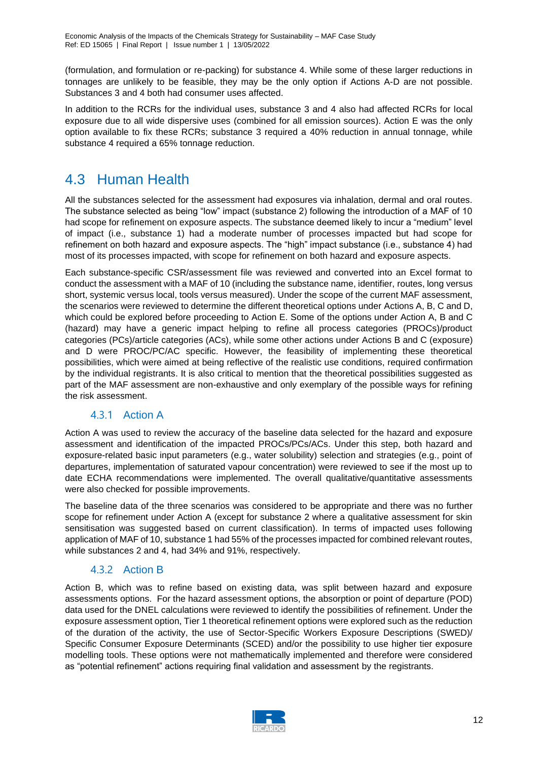(formulation, and formulation or re-packing) for substance 4. While some of these larger reductions in tonnages are unlikely to be feasible, they may be the only option if Actions A-D are not possible. Substances 3 and 4 both had consumer uses affected.

In addition to the RCRs for the individual uses, substance 3 and 4 also had affected RCRs for local exposure due to all wide dispersive uses (combined for all emission sources). Action E was the only option available to fix these RCRs; substance 3 required a 40% reduction in annual tonnage, while substance 4 required a 65% tonnage reduction.

## 4.3 Human Health

All the substances selected for the assessment had exposures via inhalation, dermal and oral routes. The substance selected as being "low" impact (substance 2) following the introduction of a MAF of 10 had scope for refinement on exposure aspects. The substance deemed likely to incur a "medium" level of impact (i.e., substance 1) had a moderate number of processes impacted but had scope for refinement on both hazard and exposure aspects. The "high" impact substance (i.e., substance 4) had most of its processes impacted, with scope for refinement on both hazard and exposure aspects.

Each substance-specific CSR/assessment file was reviewed and converted into an Excel format to conduct the assessment with a MAF of 10 (including the substance name, identifier, routes, long versus short, systemic versus local, tools versus measured). Under the scope of the current MAF assessment, the scenarios were reviewed to determine the different theoretical options under Actions A, B, C and D, which could be explored before proceeding to Action E. Some of the options under Action A, B and C (hazard) may have a generic impact helping to refine all process categories (PROCs)/product categories (PCs)/article categories (ACs), while some other actions under Actions B and C (exposure) and D were PROC/PC/AC specific. However, the feasibility of implementing these theoretical possibilities, which were aimed at being reflective of the realistic use conditions, required confirmation by the individual registrants. It is also critical to mention that the theoretical possibilities suggested as part of the MAF assessment are non-exhaustive and only exemplary of the possible ways for refining the risk assessment.

### 4.3.1 Action A

Action A was used to review the accuracy of the baseline data selected for the hazard and exposure assessment and identification of the impacted PROCs/PCs/ACs. Under this step, both hazard and exposure-related basic input parameters (e.g., water solubility) selection and strategies (e.g., point of departures, implementation of saturated vapour concentration) were reviewed to see if the most up to date ECHA recommendations were implemented. The overall qualitative/quantitative assessments were also checked for possible improvements.

The baseline data of the three scenarios was considered to be appropriate and there was no further scope for refinement under Action A (except for substance 2 where a qualitative assessment for skin sensitisation was suggested based on current classification). In terms of impacted uses following application of MAF of 10, substance 1 had 55% of the processes impacted for combined relevant routes, while substances 2 and 4, had 34% and 91%, respectively.

### 4.3.2 Action B

Action B, which was to refine based on existing data, was split between hazard and exposure assessments options. For the hazard assessment options, the absorption or point of departure (POD) data used for the DNEL calculations were reviewed to identify the possibilities of refinement. Under the exposure assessment option, Tier 1 theoretical refinement options were explored such as the reduction of the duration of the activity, the use of Sector-Specific Workers Exposure Descriptions (SWED)/ Specific Consumer Exposure Determinants (SCED) and/or the possibility to use higher tier exposure modelling tools. These options were not mathematically implemented and therefore were considered as "potential refinement" actions requiring final validation and assessment by the registrants.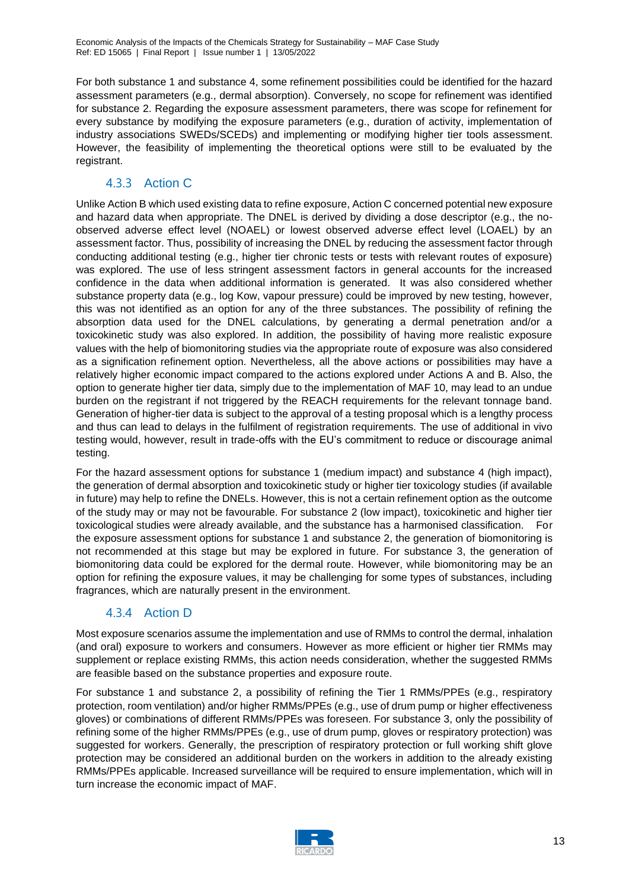For both substance 1 and substance 4, some refinement possibilities could be identified for the hazard assessment parameters (e.g., dermal absorption). Conversely, no scope for refinement was identified for substance 2. Regarding the exposure assessment parameters, there was scope for refinement for every substance by modifying the exposure parameters (e.g., duration of activity, implementation of industry associations SWEDs/SCEDs) and implementing or modifying higher tier tools assessment. However, the feasibility of implementing the theoretical options were still to be evaluated by the registrant.

### 4.3.3 Action C

Unlike Action B which used existing data to refine exposure, Action C concerned potential new exposure and hazard data when appropriate. The DNEL is derived by dividing a dose descriptor (e.g., the no-observed adverse effect level (NOAEL) or lowest observed adverse effect level (LOAEL) by an assessment factor. Thus, possibility of increasing the DNEL by reducing the assessment factor through conducting additional testing (e.g., higher tier chronic tests or tests with relevant routes of exposure) was explored. The use of less stringent assessment factors in general accounts for the increased confidence in the data when additional information is generated. It was also considered whether substance property data (e.g., log Kow, vapour pressure) could be improved by new testing, however, this was not identified as an option for any of the three substances. The possibility of refining the absorption data used for the DNEL calculations, by generating a dermal penetration and/or a toxicokinetic study was also explored. In addition, the possibility of having more realistic exposure values with the help of biomonitoring studies via the appropriate route of exposure was also considered as a signification refinement option. Nevertheless, all the above actions or possibilities may have a relatively higher economic impact compared to the actions explored under Actions A and B. Also, the option to generate higher tier data, simply due to the implementation of MAF 10, may lead to an undue burden on the registrant if not triggered by the REACH requirements for the relevant tonnage band. Generation of higher-tier data is subject to the approval of a testing proposal which is a lengthy process and thus can lead to delays in the fulfilment of registration requirements. The use of additional in vivo testing would, however, result in trade-offs with the EU's commitment to reduce or discourage animal testing.

For the hazard assessment options for substance 1 (medium impact) and substance 4 (high impact), the generation of dermal absorption and toxicokinetic study or higher tier toxicology studies (if available in future) may help to refine the DNELs. However, this is not a certain refinement option as the outcome of the study may or may not be favourable. For substance 2 (low impact), toxicokinetic and higher tier toxicological studies were already available, and the substance has a harmonised classification. For the exposure assessment options for substance 1 and substance 2, the generation of biomonitoring is not recommended at this stage but may be explored in future. For substance 3, the generation of biomonitoring data could be explored for the dermal route. However, while biomonitoring may be an option for refining the exposure values, it may be challenging for some types of substances, including fragrances, which are naturally present in the environment.

### 4.3.4 Action D

Most exposure scenarios assume the implementation and use of RMMs to control the dermal, inhalation (and oral) exposure to workers and consumers. However as more efficient or higher tier RMMs may supplement or replace existing RMMs, this action needs consideration, whether the suggested RMMs are feasible based on the substance properties and exposure route.

For substance 1 and substance 2, a possibility of refining the Tier 1 RMMs/PPEs (e.g., respiratory protection, room ventilation) and/or higher RMMs/PPEs (e.g., use of drum pump or higher effectiveness gloves) or combinations of different RMMs/PPEs was foreseen. For substance 3, only the possibility of refining some of the higher RMMs/PPEs (e.g., use of drum pump, gloves or respiratory protection) was suggested for workers. Generally, the prescription of respiratory protection or full working shift glove protection may be considered an additional burden on the workers in addition to the already existing RMMs/PPEs applicable. Increased surveillance will be required to ensure implementation, which will in turn increase the economic impact of MAF.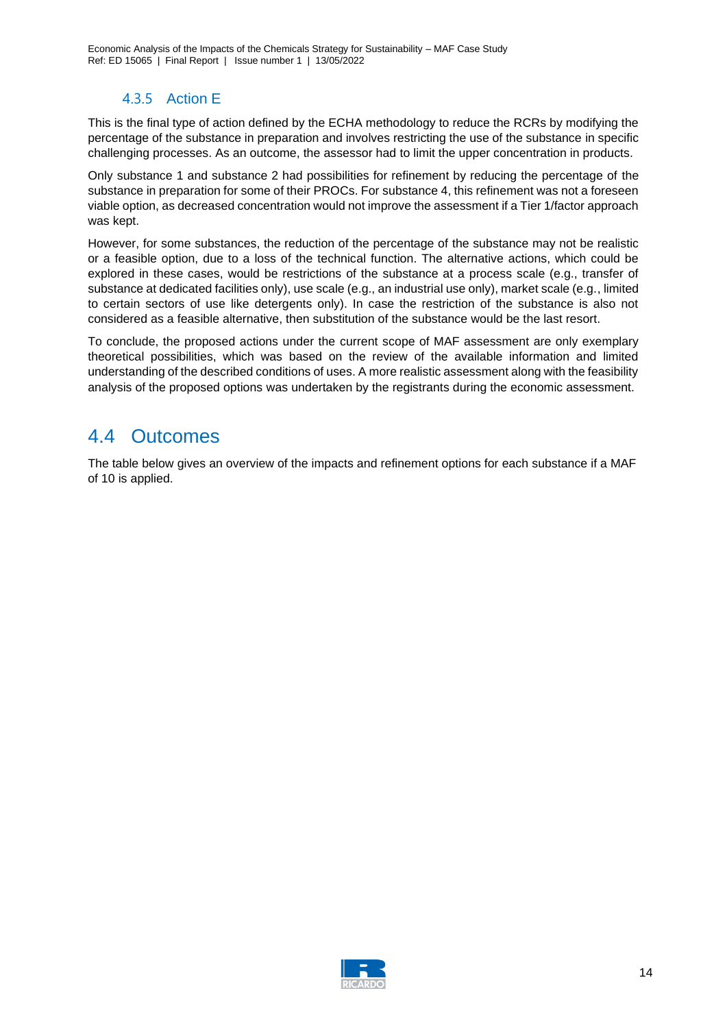### 4.3.5 Action E

This is the final type of action defined by the ECHA methodology to reduce the RCRs by modifying the percentage of the substance in preparation and involves restricting the use of the substance in specific challenging processes. As an outcome, the assessor had to limit the upper concentration in products.

Only substance 1 and substance 2 had possibilities for refinement by reducing the percentage of the substance in preparation for some of their PROCs. For substance 4, this refinement was not a foreseen viable option, as decreased concentration would not improve the assessment if a Tier 1/factor approach was kept.

However, for some substances, the reduction of the percentage of the substance may not be realistic or a feasible option, due to a loss of the technical function. The alternative actions, which could be explored in these cases, would be restrictions of the substance at a process scale (e.g., transfer of substance at dedicated facilities only), use scale (e.g., an industrial use only), market scale (e.g., limited to certain sectors of use like detergents only). In case the restriction of the substance is also not considered as a feasible alternative, then substitution of the substance would be the last resort.

To conclude, the proposed actions under the current scope of MAF assessment are only exemplary theoretical possibilities, which was based on the review of the available information and limited understanding of the described conditions of uses. A more realistic assessment along with the feasibility analysis of the proposed options was undertaken by the registrants during the economic assessment.

## 4.4 Outcomes

The table below gives an overview of the impacts and refinement options for each substance if a MAF of 10 is applied.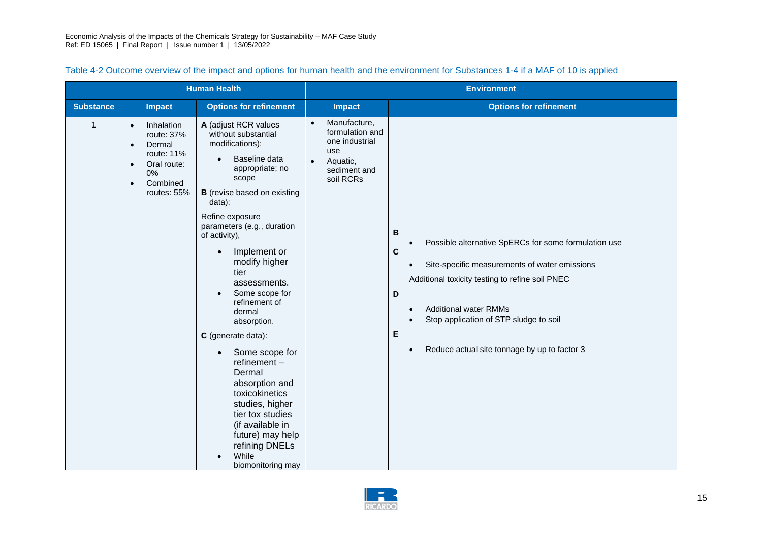Table 4-2 Outcome overview of the impact and options for human health and the environment for Substances 1-4 if a MAF of 10 is applied

| | Human Health | | Environment | |
|---|---|---|---|---|
| **Substance** | **Impact** | **Options for refinement** | **Impact** | **Options for refinement** |
| 1 | • Inhalation route: 37%<br>• Dermal route: 11%<br>• Oral route: 0%<br>• Combined routes: 55% | **A** (adjust RCR values without substantial modifications):<br>• Baseline data appropriate; no scope<br>**B** (revise based on existing data):<br>Refine exposure parameters (e.g., duration of activity),<br>• Implement or modify higher tier assessments.<br>• Some scope for refinement of dermal absorption.<br>**C** (generate data):<br>• Some scope for refinement – Dermal absorption and toxicokinetics studies, higher tier tox studies (if available in future) may help refining DNELs<br>• While biomonitoring may | • Manufacture, formulation and one industrial use<br>• Aquatic, sediment and soil RCRs | **B**<br>• Possible alternative SpERCs for some formulation use<br>**C**<br>• Site-specific measurements of water emissions<br>Additional toxicity testing to refine soil PNEC<br>**D**<br>• Additional water RMMs<br>• Stop application of STP sludge to soil<br>**E**<br>• Reduce actual site tonnage by up to factor 3 |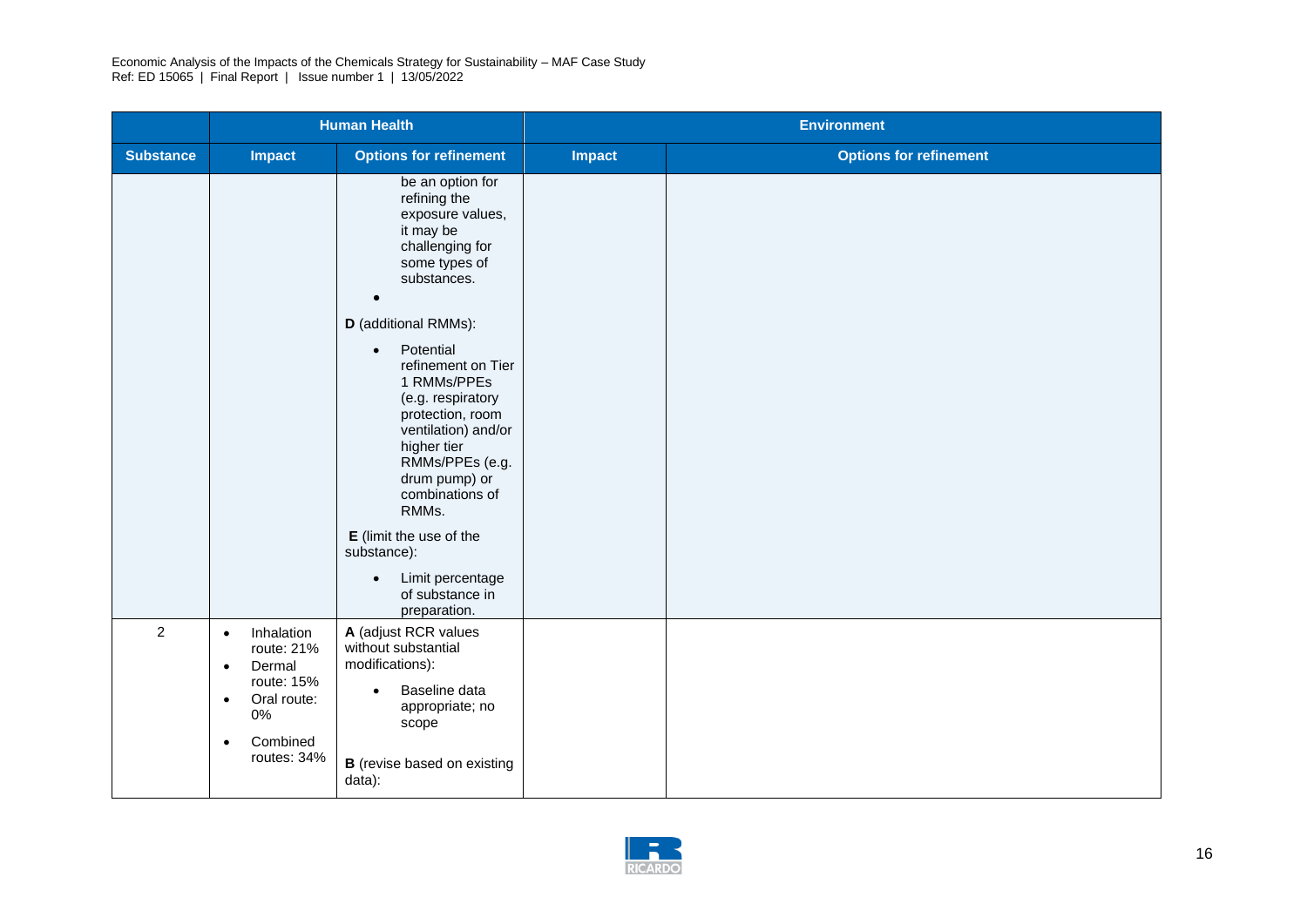| | Human Health | | Environment | |
|---|---|---|---|---|
| **Substance** | **Impact** | **Options for refinement** | **Impact** | **Options for refinement** |
| | | be an option for refining the exposure values, it may be challenging for some types of substances.<br>• <br>**D** (additional RMMs):<br>• Potential refinement on Tier 1 RMMs/PPEs (e.g. respiratory protection, room ventilation) and/or higher tier RMMs/PPEs (e.g. drum pump) or combinations of RMMs.<br>**E** (limit the use of the substance):<br>• Limit percentage of substance in preparation. | | |
| 2 | • Inhalation route: 21%<br>• Dermal route: 15%<br>• Oral route: 0%<br>• Combined routes: 34% | **A** (adjust RCR values without substantial modifications):<br>• Baseline data appropriate; no scope<br>**B** (revise based on existing data): | | |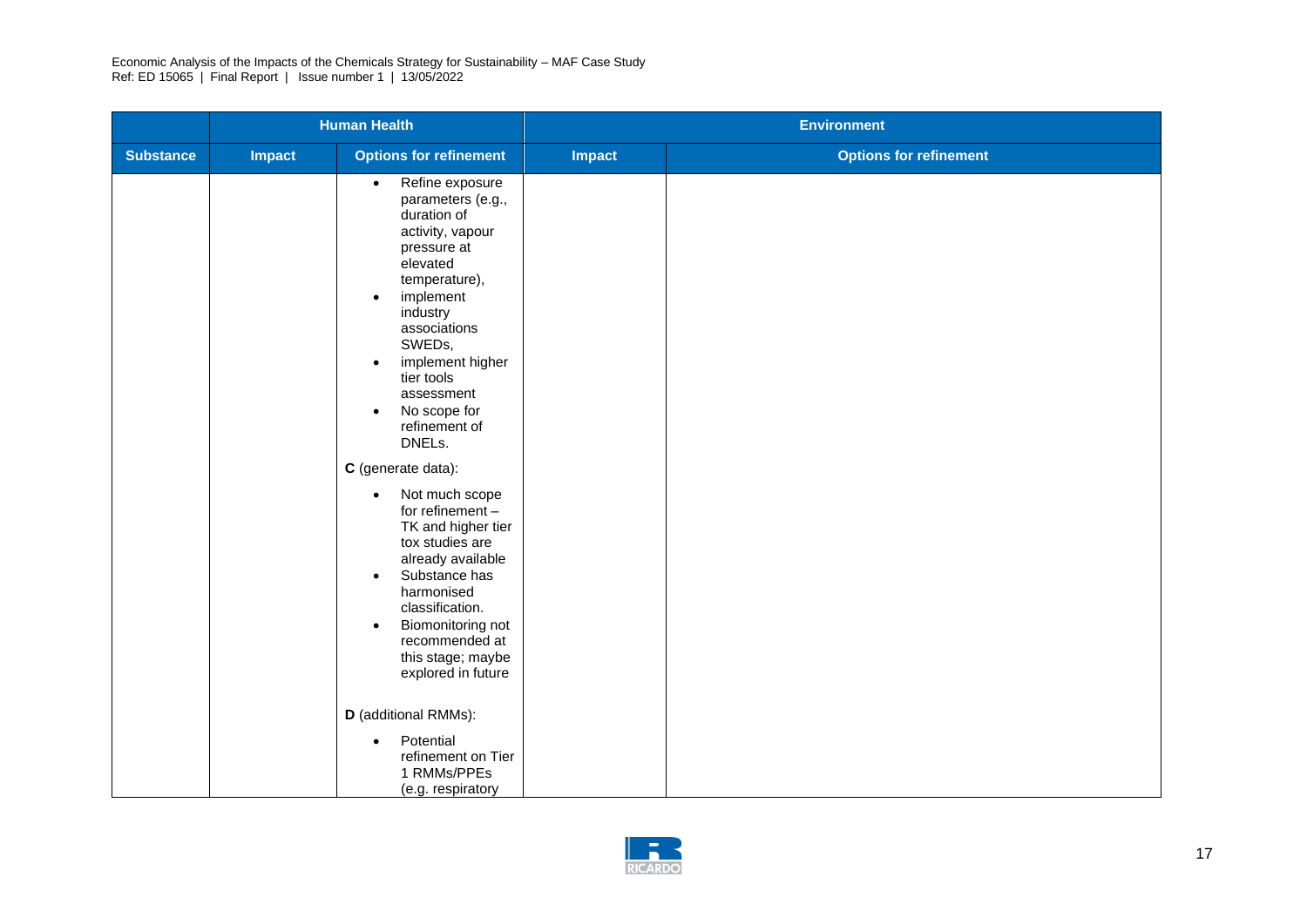| | Human Health | | Environment | |
|---|---|---|---|---|
| **Substance** | **Impact** | **Options for refinement** | **Impact** | **Options for refinement** |
| | | <ul><li>Refine exposure parameters (e.g., duration of activity, vapour pressure at elevated temperature),</li><li>implement industry associations SWEDs,</li><li>implement higher tier tools assessment</li><li>No scope for refinement of DNELs.</li></ul>**C** (generate data):<ul><li>Not much scope for refinement – TK and higher tier tox studies are already available</li><li>Substance has harmonised classification.</li><li>Biomonitoring not recommended at this stage; maybe explored in future</li></ul>**D** (additional RMMs):<ul><li>Potential refinement on Tier 1 RMMs/PPEs (e.g. respiratory</li></ul> | | |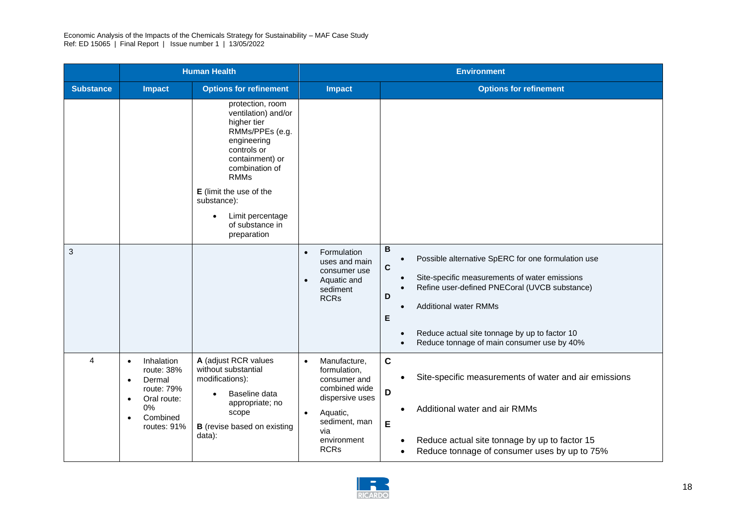| | Human Health | | Environment | |
|---|---|---|---|---|
| **Substance** | **Impact** | **Options for refinement** | **Impact** | **Options for refinement** |
| | | protection, room ventilation) and/or higher tier RMMs/PPEs (e.g. engineering controls or containment) or combination of RMMs<br><br>**E** (limit the use of the substance):<br>• Limit percentage of substance in preparation | | |
| 3 | | | • Formulation uses and main consumer use<br>• Aquatic and sediment RCRs | **B**<br>• Possible alternative SpERC for one formulation use<br>**C**<br>• Site-specific measurements of water emissions<br>• Refine user-defined PNECoral (UVCB substance)<br>**D**<br>• Additional water RMMs<br>**E**<br>• Reduce actual site tonnage by up to factor 10<br>• Reduce tonnage of main consumer use by 40% |
| 4 | • Inhalation route: 38%<br>• Dermal route: 79%<br>• Oral route: 0%<br>• Combined routes: 91% | **A** (adjust RCR values without substantial modifications):<br>• Baseline data appropriate; no scope<br><br>**B** (revise based on existing data): | • Manufacture, formulation, consumer and combined wide dispersive uses<br>• Aquatic, sediment, man via environment RCRs | **C**<br>• Site-specific measurements of water and air emissions<br>**D**<br>• Additional water and air RMMs<br>**E**<br>• Reduce actual site tonnage by up to factor 15<br>• Reduce tonnage of consumer uses by up to 75% |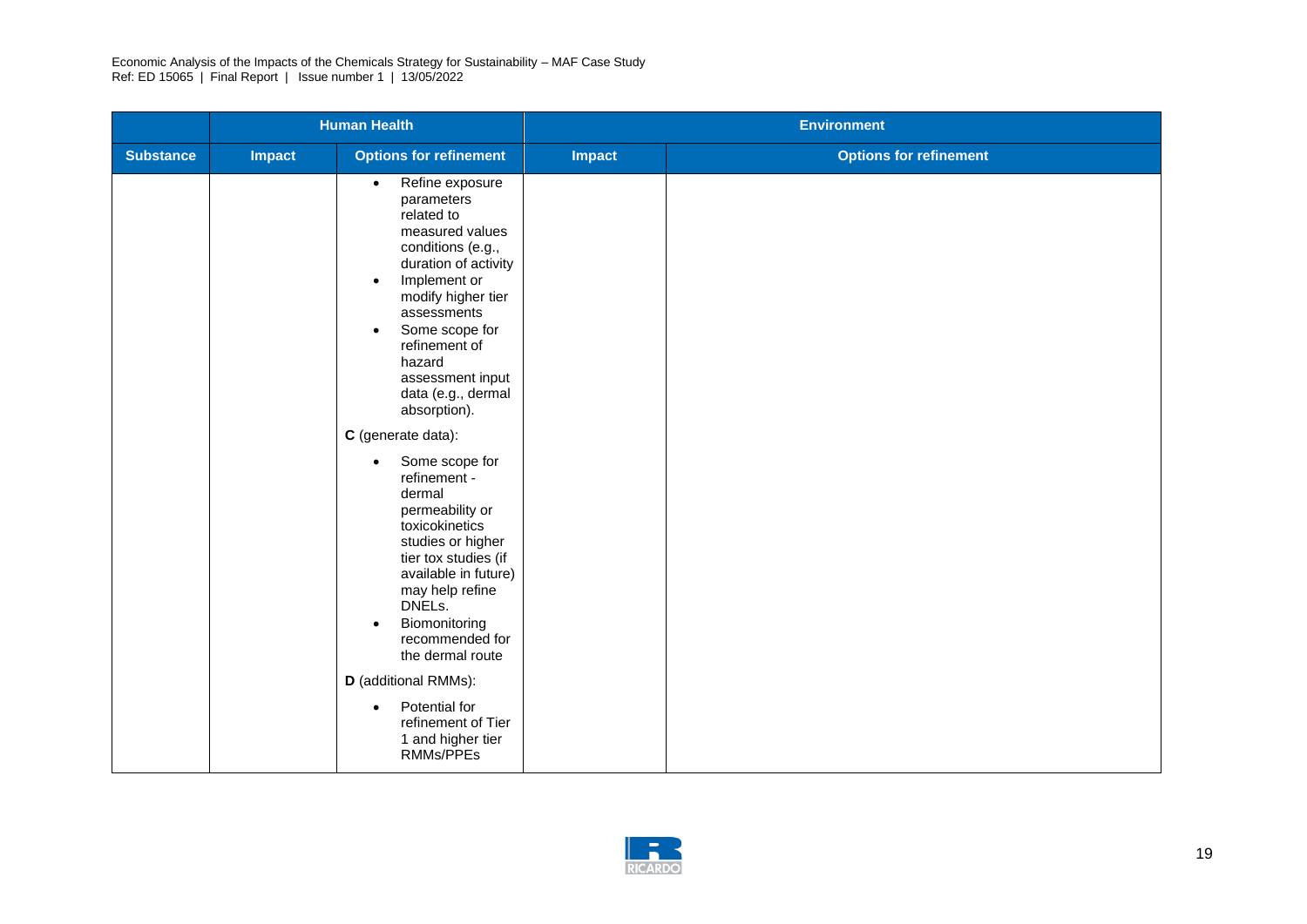| | Human Health | | Environment | |
|---|---|---|---|---|
| **Substance** | **Impact** | **Options for refinement** | **Impact** | **Options for refinement** |
| | | • Refine exposure parameters related to measured values conditions (e.g., duration of activity<br>• Implement or modify higher tier assessments<br>• Some scope for refinement of hazard assessment input data (e.g., dermal absorption).<br><br>**C** (generate data):<br><br>• Some scope for refinement - dermal permeability or toxicokinetics studies or higher tier tox studies (if available in future) may help refine DNELs.<br>• Biomonitoring recommended for the dermal route<br><br>**D** (additional RMMs):<br><br>• Potential for refinement of Tier 1 and higher tier RMMs/PPEs | | |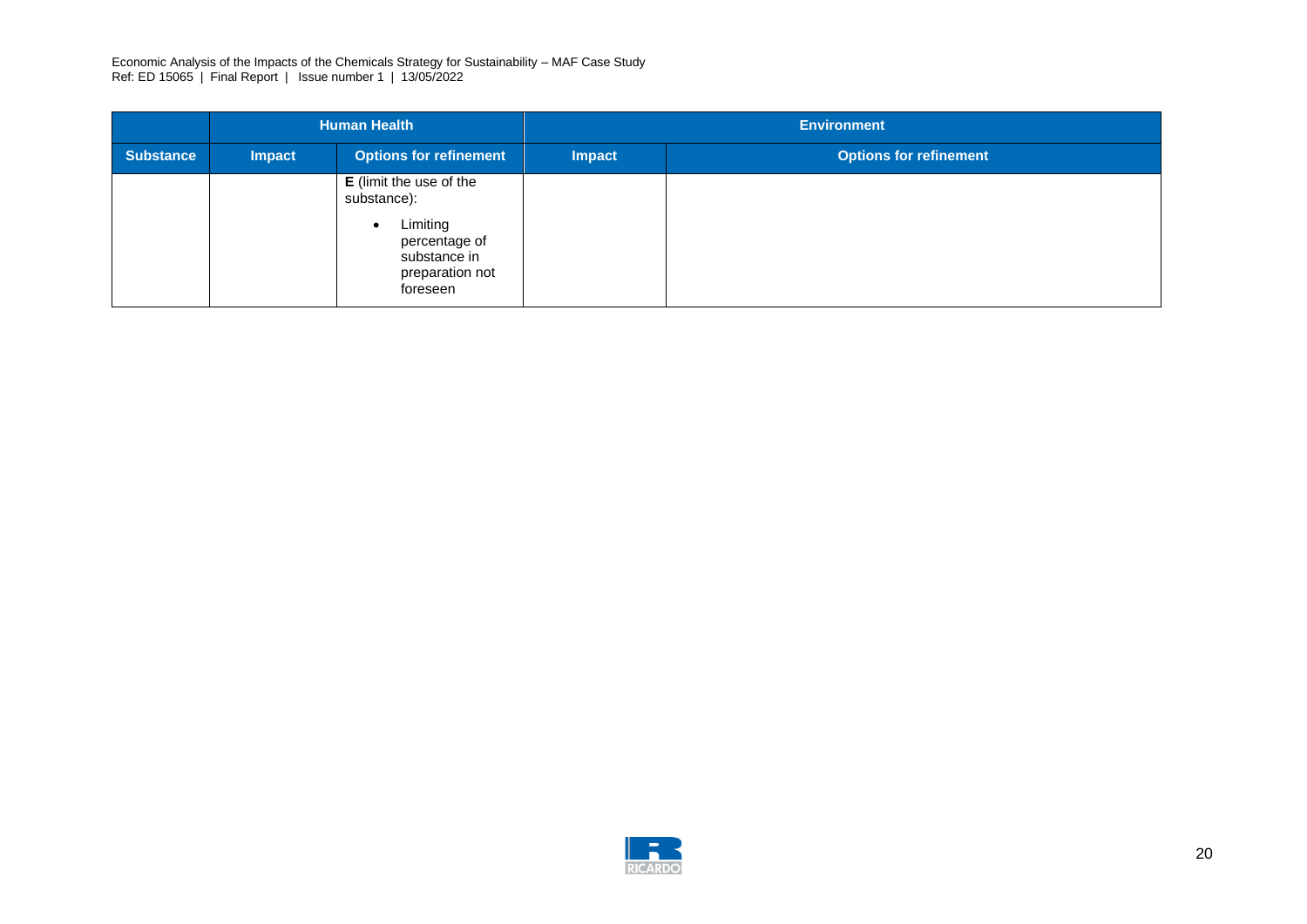| | Human Health | | Environment | |
|---|---|---|---|---|
| **Substance** | **Impact** | **Options for refinement** | **Impact** | **Options for refinement** |
| | | **E** (limit the use of the substance): <br> • Limiting percentage of substance in preparation not foreseen | | |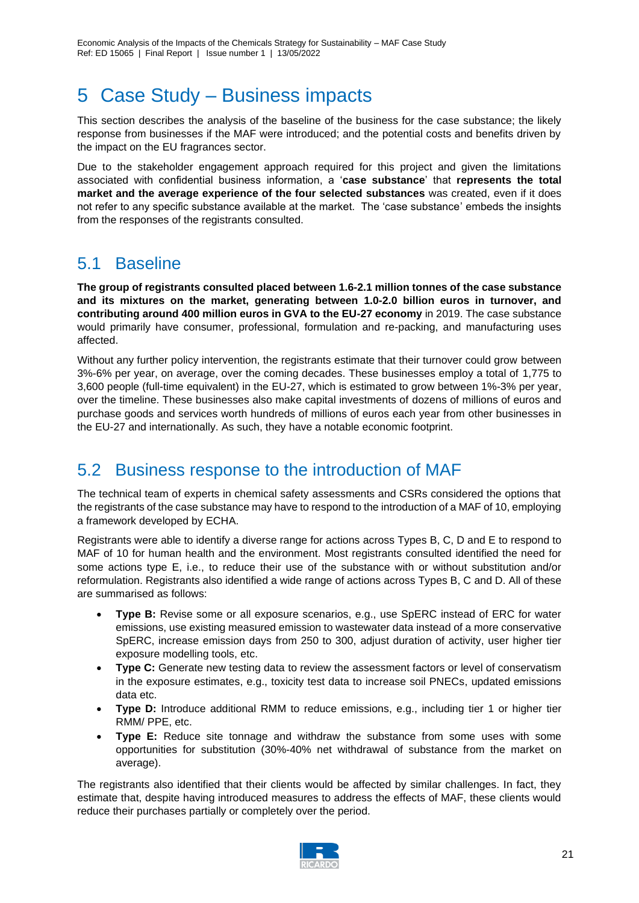# 5 Case Study – Business impacts

This section describes the analysis of the baseline of the business for the case substance; the likely response from businesses if the MAF were introduced; and the potential costs and benefits driven by the impact on the EU fragrances sector.

Due to the stakeholder engagement approach required for this project and given the limitations associated with confidential business information, a '**case substance**' that **represents the total market and the average experience of the four selected substances** was created, even if it does not refer to any specific substance available at the market. The 'case substance' embeds the insights from the responses of the registrants consulted.

## 5.1 Baseline

**The group of registrants consulted placed between 1.6-2.1 million tonnes of the case substance and its mixtures on the market, generating between 1.0-2.0 billion euros in turnover, and contributing around 400 million euros in GVA to the EU-27 economy** in 2019. The case substance would primarily have consumer, professional, formulation and re-packing, and manufacturing uses affected.

Without any further policy intervention, the registrants estimate that their turnover could grow between 3%-6% per year, on average, over the coming decades. These businesses employ a total of 1,775 to 3,600 people (full-time equivalent) in the EU-27, which is estimated to grow between 1%-3% per year, over the timeline. These businesses also make capital investments of dozens of millions of euros and purchase goods and services worth hundreds of millions of euros each year from other businesses in the EU-27 and internationally. As such, they have a notable economic footprint.

## 5.2 Business response to the introduction of MAF

The technical team of experts in chemical safety assessments and CSRs considered the options that the registrants of the case substance may have to respond to the introduction of a MAF of 10, employing a framework developed by ECHA.

Registrants were able to identify a diverse range for actions across Types B, C, D and E to respond to MAF of 10 for human health and the environment. Most registrants consulted identified the need for some actions type E, i.e., to reduce their use of the substance with or without substitution and/or reformulation. Registrants also identified a wide range of actions across Types B, C and D. All of these are summarised as follows:

- **Type B:** Revise some or all exposure scenarios, e.g., use SpERC instead of ERC for water emissions, use existing measured emission to wastewater data instead of a more conservative SpERC, increase emission days from 250 to 300, adjust duration of activity, user higher tier exposure modelling tools, etc.
- **Type C:** Generate new testing data to review the assessment factors or level of conservatism in the exposure estimates, e.g., toxicity test data to increase soil PNECs, updated emissions data etc.
- **Type D:** Introduce additional RMM to reduce emissions, e.g., including tier 1 or higher tier RMM/ PPE, etc.
- **Type E:** Reduce site tonnage and withdraw the substance from some uses with some opportunities for substitution (30%-40% net withdrawal of substance from the market on average).

The registrants also identified that their clients would be affected by similar challenges. In fact, they estimate that, despite having introduced measures to address the effects of MAF, these clients would reduce their purchases partially or completely over the period.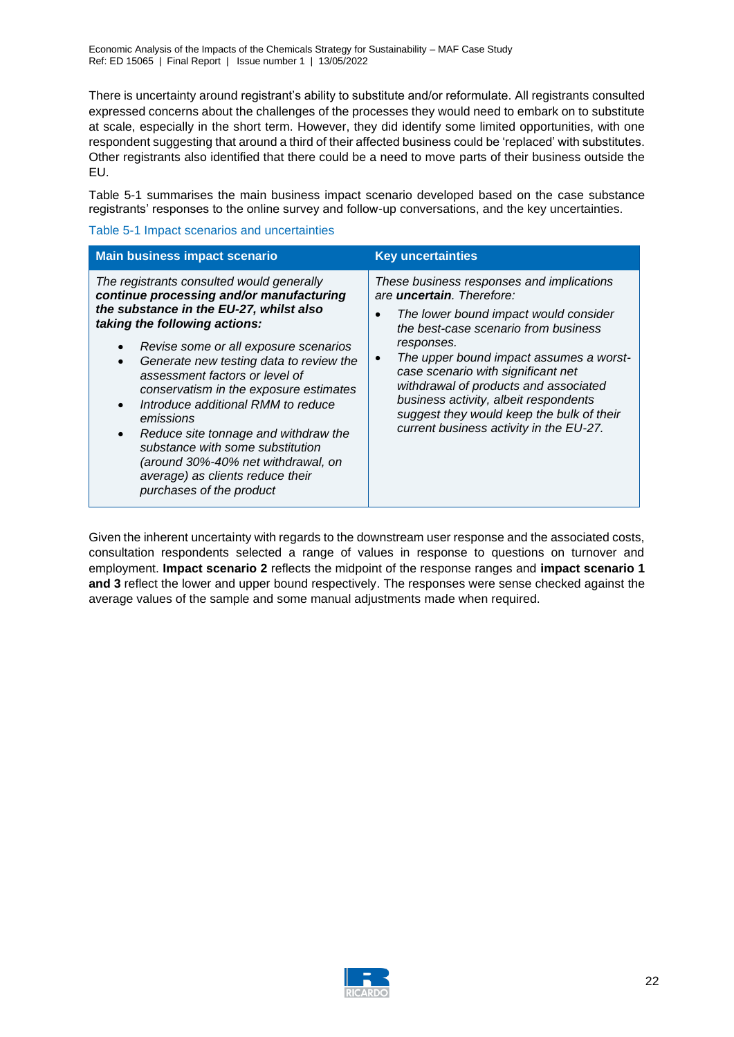There is uncertainty around registrant's ability to substitute and/or reformulate. All registrants consulted expressed concerns about the challenges of the processes they would need to embark on to substitute at scale, especially in the short term. However, they did identify some limited opportunities, with one respondent suggesting that around a third of their affected business could be 'replaced' with substitutes. Other registrants also identified that there could be a need to move parts of their business outside the EU.

Table 5-1 summarises the main business impact scenario developed based on the case substance registrants' responses to the online survey and follow-up conversations, and the key uncertainties.

Table 5-1 Impact scenarios and uncertainties

| Main business impact scenario | Key uncertainties |
|---|---|
| *The registrants consulted would generally **continue processing and/or manufacturing the substance in the EU-27, whilst also taking the following actions:***<br>• *Revise some or all exposure scenarios*<br>• *Generate new testing data to review the assessment factors or level of conservatism in the exposure estimates*<br>• *Introduce additional RMM to reduce emissions*<br>• *Reduce site tonnage and withdraw the substance with some substitution (around 30%-40% net withdrawal, on average) as clients reduce their purchases of the product* | *These business responses and implications are **uncertain**. Therefore:*<br>• *The lower bound impact would consider the best-case scenario from business responses.*<br>• *The upper bound impact assumes a worst-case scenario with significant net withdrawal of products and associated business activity, albeit respondents suggest they would keep the bulk of their current business activity in the EU-27.* |

Given the inherent uncertainty with regards to the downstream user response and the associated costs, consultation respondents selected a range of values in response to questions on turnover and employment. **Impact scenario 2** reflects the midpoint of the response ranges and **impact scenario 1 and 3** reflect the lower and upper bound respectively. The responses were sense checked against the average values of the sample and some manual adjustments made when required.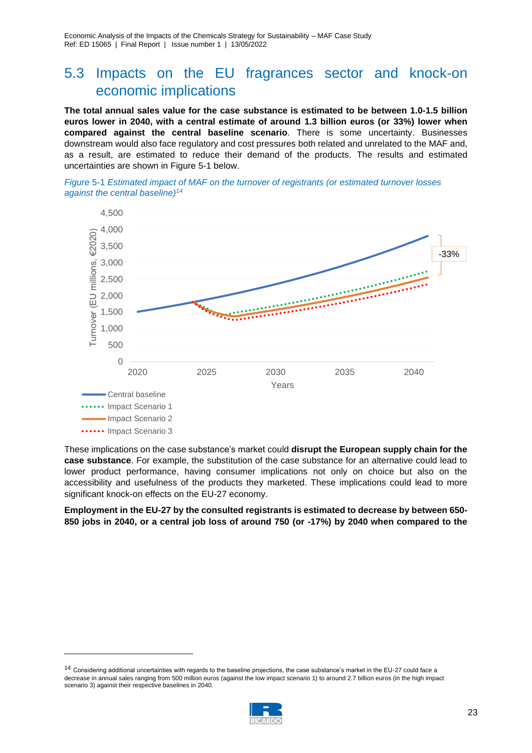## 5.3 Impacts on the EU fragrances sector and knock-on economic implications

**The total annual sales value for the case substance is estimated to be between 1.0-1.5 billion euros lower in 2040, with a central estimate of around 1.3 billion euros (or 33%) lower when compared against the central baseline scenario**. There is some uncertainty. Businesses downstream would also face regulatory and cost pressures both related and unrelated to the MAF and, as a result, are estimated to reduce their demand of the products. The results and estimated uncertainties are shown in Figure 5-1 below.

*Figure 5-1 Estimated impact of MAF on the turnover of registrants (or estimated turnover losses against the central baseline)*[14]

These implications on the case substance's market could **disrupt the European supply chain for the case substance**. For example, the substitution of the case substance for an alternative could lead to lower product performance, having consumer implications not only on choice but also on the accessibility and usefulness of the products they marketed. These implications could lead to more significant knock-on effects on the EU-27 economy.

**Employment in the EU-27 by the consulted registrants is estimated to decrease by between 650-850 jobs in 2040, or a central job loss of around 750 (or -17%) by 2040 when compared to the**

---

[14] Considering additional uncertainties with regards to the baseline projections, the case substance's market in the EU-27 could face a decrease in annual sales ranging from 500 million euros (against the low impact scenario 1) to around 2.7 billion euros (in the high impact scenario 3) against their respective baselines in 2040.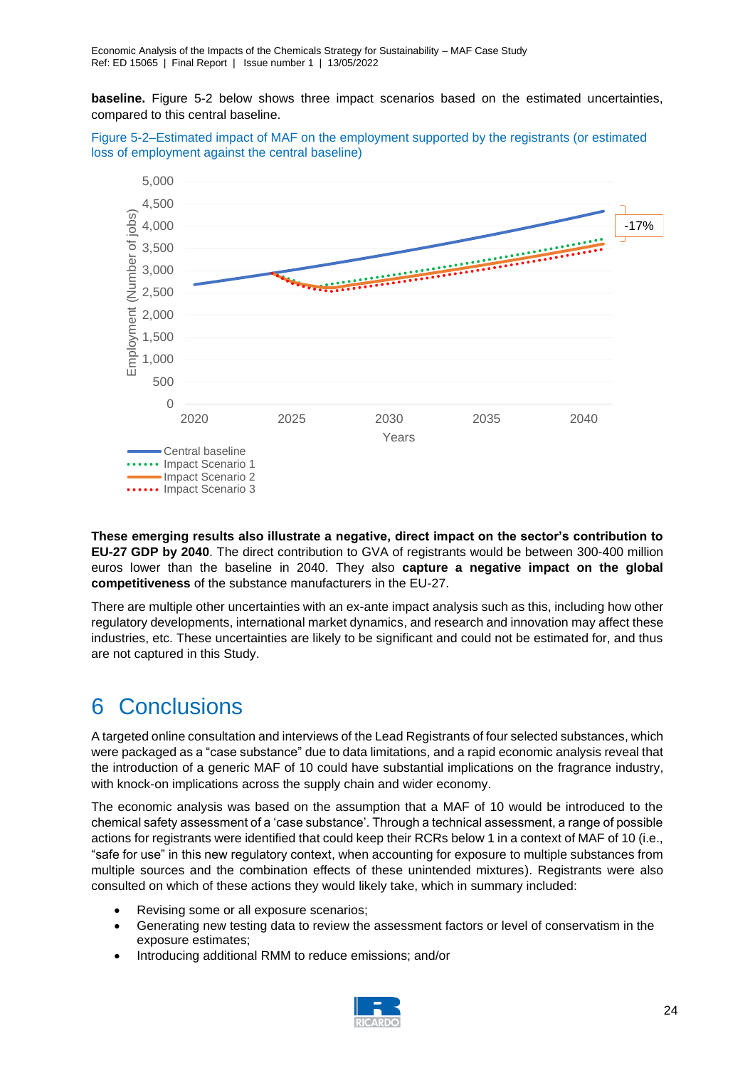**baseline.** Figure 5-2 below shows three impact scenarios based on the estimated uncertainties, compared to this central baseline.

Figure 5-2–Estimated impact of MAF on the employment supported by the registrants (or estimated loss of employment against the central baseline)

**These emerging results also illustrate a negative, direct impact on the sector's contribution to EU-27 GDP by 2040**. The direct contribution to GVA of registrants would be between 300-400 million euros lower than the baseline in 2040. They also **capture a negative impact on the global competitiveness** of the substance manufacturers in the EU-27.

There are multiple other uncertainties with an ex-ante impact analysis such as this, including how other regulatory developments, international market dynamics, and research and innovation may affect these industries, etc. These uncertainties are likely to be significant and could not be estimated for, and thus are not captured in this Study.

# 6 Conclusions

A targeted online consultation and interviews of the Lead Registrants of four selected substances, which were packaged as a "case substance" due to data limitations, and a rapid economic analysis reveal that the introduction of a generic MAF of 10 could have substantial implications on the fragrance industry, with knock-on implications across the supply chain and wider economy.

The economic analysis was based on the assumption that a MAF of 10 would be introduced to the chemical safety assessment of a 'case substance'. Through a technical assessment, a range of possible actions for registrants were identified that could keep their RCRs below 1 in a context of MAF of 10 (i.e., "safe for use" in this new regulatory context, when accounting for exposure to multiple substances from multiple sources and the combination effects of these unintended mixtures). Registrants were also consulted on which of these actions they would likely take, which in summary included:

- Revising some or all exposure scenarios;
- Generating new testing data to review the assessment factors or level of conservatism in the exposure estimates;
- Introducing additional RMM to reduce emissions; and/or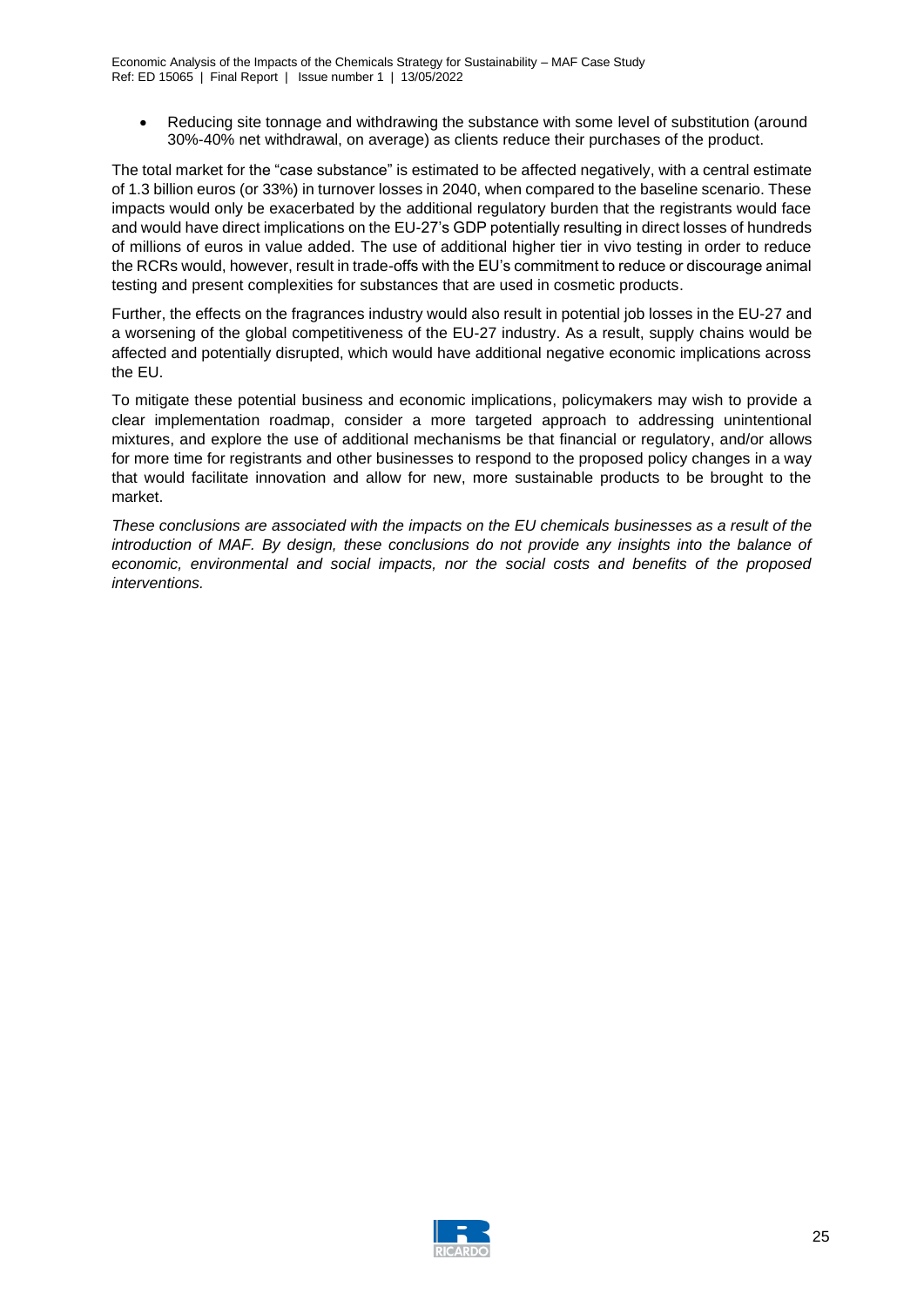- Reducing site tonnage and withdrawing the substance with some level of substitution (around 30%-40% net withdrawal, on average) as clients reduce their purchases of the product.

The total market for the "case substance" is estimated to be affected negatively, with a central estimate of 1.3 billion euros (or 33%) in turnover losses in 2040, when compared to the baseline scenario. These impacts would only be exacerbated by the additional regulatory burden that the registrants would face and would have direct implications on the EU-27's GDP potentially resulting in direct losses of hundreds of millions of euros in value added. The use of additional higher tier in vivo testing in order to reduce the RCRs would, however, result in trade-offs with the EU's commitment to reduce or discourage animal testing and present complexities for substances that are used in cosmetic products.

Further, the effects on the fragrances industry would also result in potential job losses in the EU-27 and a worsening of the global competitiveness of the EU-27 industry. As a result, supply chains would be affected and potentially disrupted, which would have additional negative economic implications across the EU.

To mitigate these potential business and economic implications, policymakers may wish to provide a clear implementation roadmap, consider a more targeted approach to addressing unintentional mixtures, and explore the use of additional mechanisms be that financial or regulatory, and/or allows for more time for registrants and other businesses to respond to the proposed policy changes in a way that would facilitate innovation and allow for new, more sustainable products to be brought to the market.

*These conclusions are associated with the impacts on the EU chemicals businesses as a result of the introduction of MAF. By design, these conclusions do not provide any insights into the balance of economic, environmental and social impacts, nor the social costs and benefits of the proposed interventions.*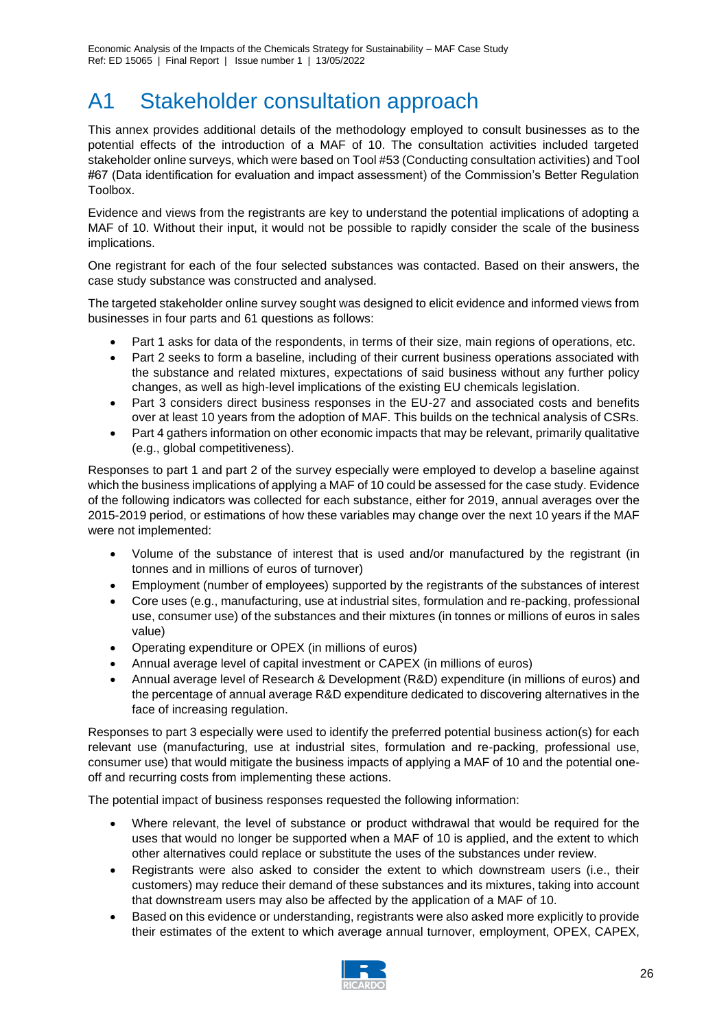# A1 Stakeholder consultation approach

This annex provides additional details of the methodology employed to consult businesses as to the potential effects of the introduction of a MAF of 10. The consultation activities included targeted stakeholder online surveys, which were based on Tool #53 (Conducting consultation activities) and Tool #67 (Data identification for evaluation and impact assessment) of the Commission's Better Regulation Toolbox.

Evidence and views from the registrants are key to understand the potential implications of adopting a MAF of 10. Without their input, it would not be possible to rapidly consider the scale of the business implications.

One registrant for each of the four selected substances was contacted. Based on their answers, the case study substance was constructed and analysed.

The targeted stakeholder online survey sought was designed to elicit evidence and informed views from businesses in four parts and 61 questions as follows:

- Part 1 asks for data of the respondents, in terms of their size, main regions of operations, etc.
- Part 2 seeks to form a baseline, including of their current business operations associated with the substance and related mixtures, expectations of said business without any further policy changes, as well as high-level implications of the existing EU chemicals legislation.
- Part 3 considers direct business responses in the EU-27 and associated costs and benefits over at least 10 years from the adoption of MAF. This builds on the technical analysis of CSRs.
- Part 4 gathers information on other economic impacts that may be relevant, primarily qualitative (e.g., global competitiveness).

Responses to part 1 and part 2 of the survey especially were employed to develop a baseline against which the business implications of applying a MAF of 10 could be assessed for the case study. Evidence of the following indicators was collected for each substance, either for 2019, annual averages over the 2015-2019 period, or estimations of how these variables may change over the next 10 years if the MAF were not implemented:

- Volume of the substance of interest that is used and/or manufactured by the registrant (in tonnes and in millions of euros of turnover)
- Employment (number of employees) supported by the registrants of the substances of interest
- Core uses (e.g., manufacturing, use at industrial sites, formulation and re-packing, professional use, consumer use) of the substances and their mixtures (in tonnes or millions of euros in sales value)
- Operating expenditure or OPEX (in millions of euros)
- Annual average level of capital investment or CAPEX (in millions of euros)
- Annual average level of Research & Development (R&D) expenditure (in millions of euros) and the percentage of annual average R&D expenditure dedicated to discovering alternatives in the face of increasing regulation.

Responses to part 3 especially were used to identify the preferred potential business action(s) for each relevant use (manufacturing, use at industrial sites, formulation and re-packing, professional use, consumer use) that would mitigate the business impacts of applying a MAF of 10 and the potential one-off and recurring costs from implementing these actions.

The potential impact of business responses requested the following information:

- Where relevant, the level of substance or product withdrawal that would be required for the uses that would no longer be supported when a MAF of 10 is applied, and the extent to which other alternatives could replace or substitute the uses of the substances under review.
- Registrants were also asked to consider the extent to which downstream users (i.e., their customers) may reduce their demand of these substances and its mixtures, taking into account that downstream users may also be affected by the application of a MAF of 10.
- Based on this evidence or understanding, registrants were also asked more explicitly to provide their estimates of the extent to which average annual turnover, employment, OPEX, CAPEX,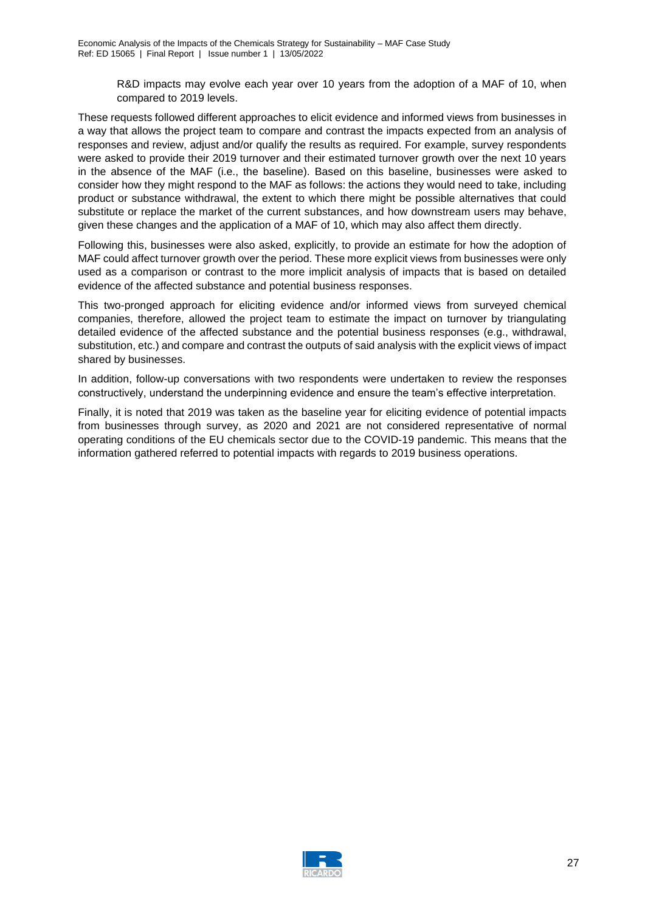R&D impacts may evolve each year over 10 years from the adoption of a MAF of 10, when compared to 2019 levels.

These requests followed different approaches to elicit evidence and informed views from businesses in a way that allows the project team to compare and contrast the impacts expected from an analysis of responses and review, adjust and/or qualify the results as required. For example, survey respondents were asked to provide their 2019 turnover and their estimated turnover growth over the next 10 years in the absence of the MAF (i.e., the baseline). Based on this baseline, businesses were asked to consider how they might respond to the MAF as follows: the actions they would need to take, including product or substance withdrawal, the extent to which there might be possible alternatives that could substitute or replace the market of the current substances, and how downstream users may behave, given these changes and the application of a MAF of 10, which may also affect them directly.

Following this, businesses were also asked, explicitly, to provide an estimate for how the adoption of MAF could affect turnover growth over the period. These more explicit views from businesses were only used as a comparison or contrast to the more implicit analysis of impacts that is based on detailed evidence of the affected substance and potential business responses.

This two-pronged approach for eliciting evidence and/or informed views from surveyed chemical companies, therefore, allowed the project team to estimate the impact on turnover by triangulating detailed evidence of the affected substance and the potential business responses (e.g., withdrawal, substitution, etc.) and compare and contrast the outputs of said analysis with the explicit views of impact shared by businesses.

In addition, follow-up conversations with two respondents were undertaken to review the responses constructively, understand the underpinning evidence and ensure the team's effective interpretation.

Finally, it is noted that 2019 was taken as the baseline year for eliciting evidence of potential impacts from businesses through survey, as 2020 and 2021 are not considered representative of normal operating conditions of the EU chemicals sector due to the COVID-19 pandemic. This means that the information gathered referred to potential impacts with regards to 2019 business operations.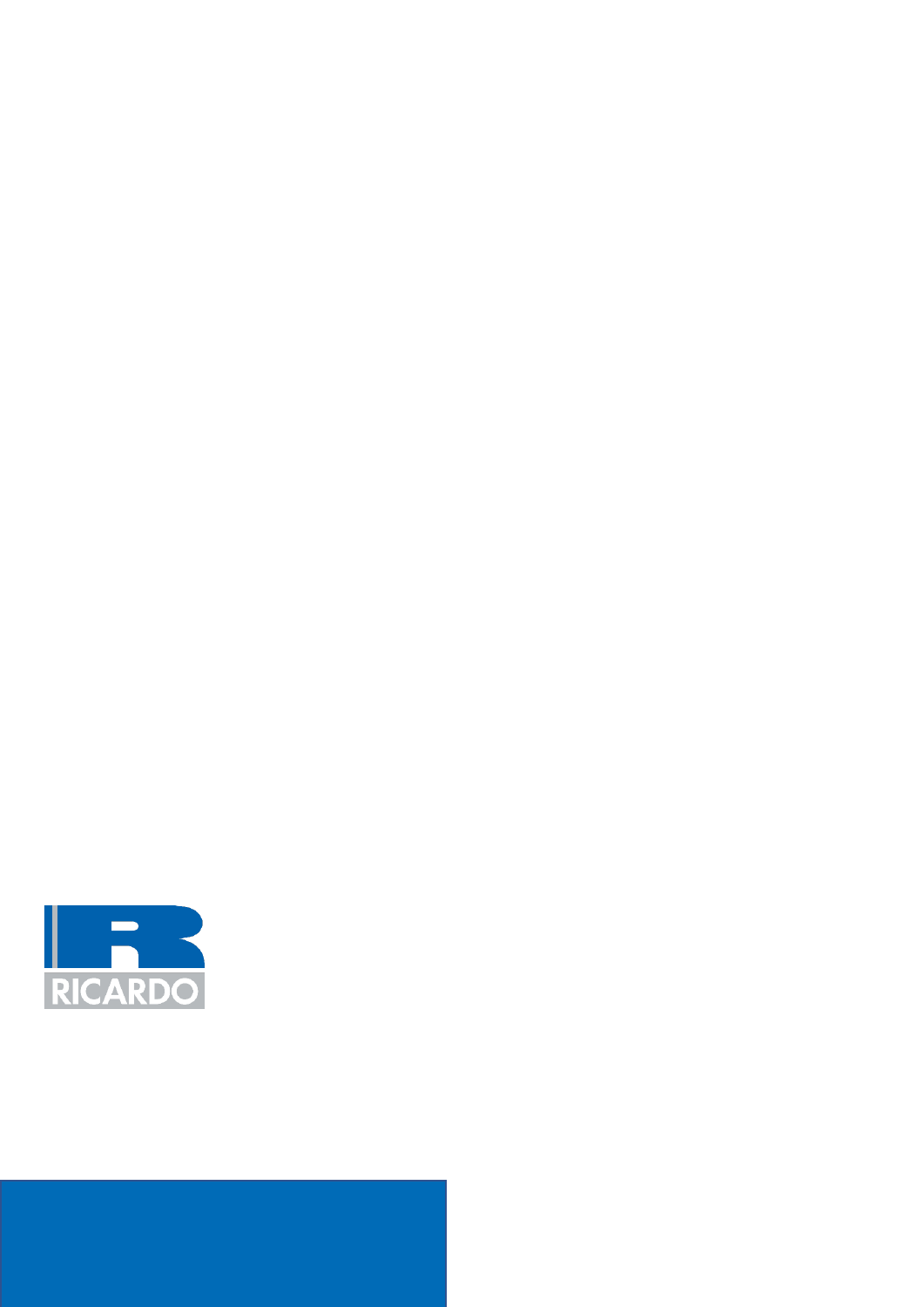RICARDO